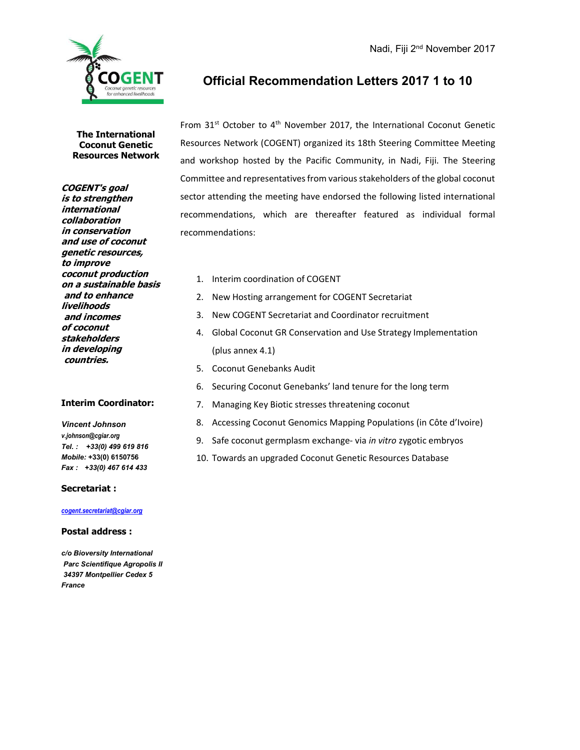Nadi, Fiji 2nd November 2017

# Official Recommendation Letters 2017 1 to 10

**The International Coconut Genetic Resources Network**

***COGENT's goal is to strengthen international collaboration in conservation and use of coconut genetic resources, to improve coconut production on a sustainable basis and to enhance livelihoods and incomes of coconut stakeholders in developing countries.***

**Interim Coordinator:**

***Vincent Johnson***
*v.johnson@cgiar.org*
*Tel. : +33(0) 499 619 816*
*Mobile:* +33(0) 6150756
*Fax : +33(0) 467 614 433*

**Secretariat :**

*cogent.secretariat@cgiar.org*

**Postal address :**

*c/o Bioversity International*
*Parc Scientifique Agropolis II*
*34397 Montpellier Cedex 5*
*France*

From 31st October to 4th November 2017, the International Coconut Genetic Resources Network (COGENT) organized its 18th Steering Committee Meeting and workshop hosted by the Pacific Community, in Nadi, Fiji. The Steering Committee and representatives from various stakeholders of the global coconut sector attending the meeting have endorsed the following listed international recommendations, which are thereafter featured as individual formal recommendations:

1. Interim coordination of COGENT
2. New Hosting arrangement for COGENT Secretariat
3. New COGENT Secretariat and Coordinator recruitment
4. Global Coconut GR Conservation and Use Strategy Implementation (plus annex 4.1)
5. Coconut Genebanks Audit
6. Securing Coconut Genebanks' land tenure for the long term
7. Managing Key Biotic stresses threatening coconut
8. Accessing Coconut Genomics Mapping Populations (in Côte d'Ivoire)
9. Safe coconut germplasm exchange- via *in vitro* zygotic embryos
10. Towards an upgraded Coconut Genetic Resources Database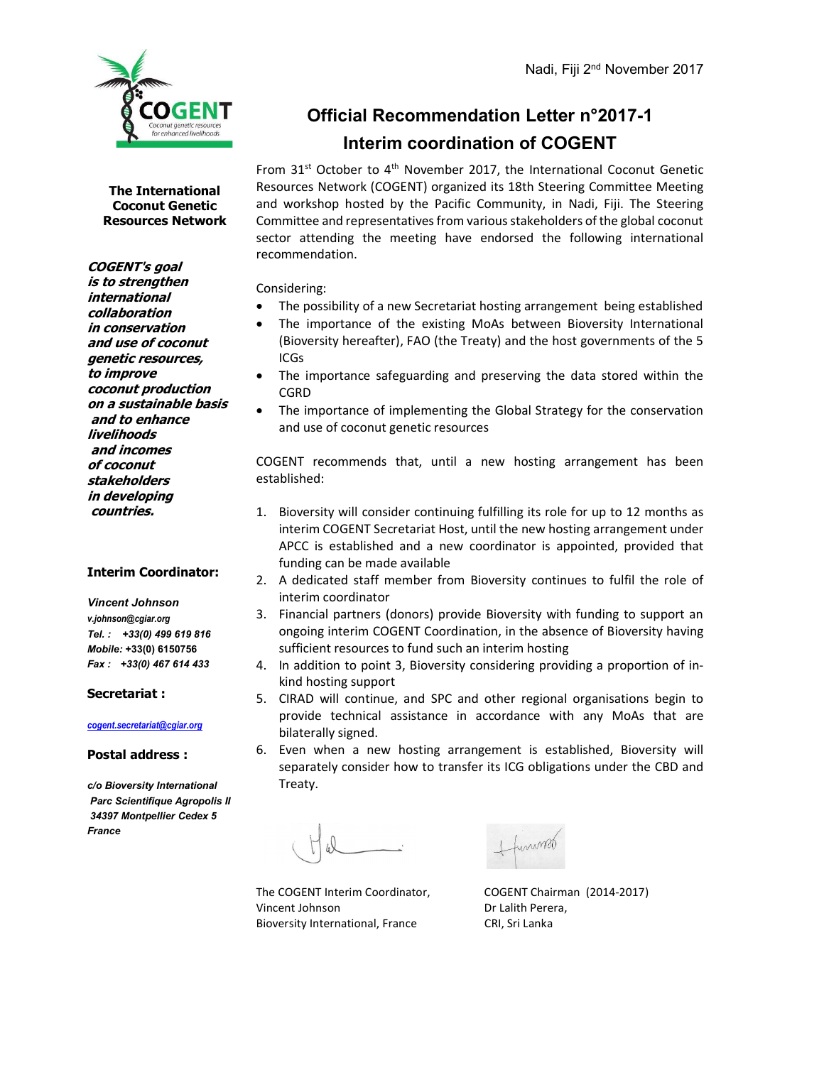Nadi, Fiji 2nd November 2017

**The International Coconut Genetic Resources Network**

***COGENT's goal is to strengthen international collaboration in conservation and use of coconut genetic resources, to improve coconut production on a sustainable basis and to enhance livelihoods and incomes of coconut stakeholders in developing countries.***

**Interim Coordinator:**

***Vincent Johnson***
*v.johnson@cgiar.org*
*Tel. : +33(0) 499 619 816*
*Mobile:* +33(0) 6150756
*Fax : +33(0) 467 614 433*

**Secretariat :**

*cogent.secretariat@cgiar.org*

**Postal address :**

*c/o Bioversity International*
*Parc Scientifique Agropolis II*
*34397 Montpellier Cedex 5*
*France*

# Official Recommendation Letter n°2017-1
## Interim coordination of COGENT

From 31st October to 4th November 2017, the International Coconut Genetic Resources Network (COGENT) organized its 18th Steering Committee Meeting and workshop hosted by the Pacific Community, in Nadi, Fiji. The Steering Committee and representatives from various stakeholders of the global coconut sector attending the meeting have endorsed the following international recommendation.

Considering:

- The possibility of a new Secretariat hosting arrangement being established
- The importance of the existing MoAs between Bioversity International (Bioversity hereafter), FAO (the Treaty) and the host governments of the 5 ICGs
- The importance safeguarding and preserving the data stored within the CGRD
- The importance of implementing the Global Strategy for the conservation and use of coconut genetic resources

COGENT recommends that, until a new hosting arrangement has been established:

1. Bioversity will consider continuing fulfilling its role for up to 12 months as interim COGENT Secretariat Host, until the new hosting arrangement under APCC is established and a new coordinator is appointed, provided that funding can be made available
2. A dedicated staff member from Bioversity continues to fulfil the role of interim coordinator
3. Financial partners (donors) provide Bioversity with funding to support an ongoing interim COGENT Coordination, in the absence of Bioversity having sufficient resources to fund such an interim hosting
4. In addition to point 3, Bioversity considering providing a proportion of in-kind hosting support
5. CIRAD will continue, and SPC and other regional organisations begin to provide technical assistance in accordance with any MoAs that are bilaterally signed.
6. Even when a new hosting arrangement is established, Bioversity will separately consider how to transfer its ICG obligations under the CBD and Treaty.

The COGENT Interim Coordinator,
Vincent Johnson
Bioversity International, France

COGENT Chairman (2014-2017)
Dr Lalith Perera,
CRI, Sri Lanka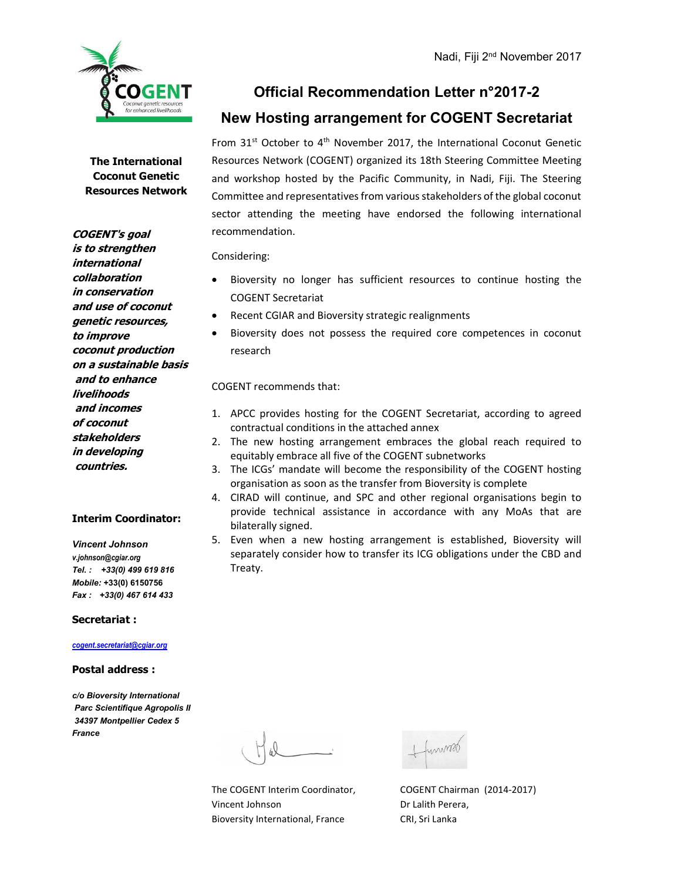Nadi, Fiji 2nd November 2017

**COGENT**
Coconut genetic resources for enhanced livelihoods

**The International Coconut Genetic Resources Network**

***COGENT's goal is to strengthen international collaboration in conservation and use of coconut genetic resources, to improve coconut production on a sustainable basis and to enhance livelihoods and incomes of coconut stakeholders in developing countries.***

**Interim Coordinator:**

*Vincent Johnson*
*v.johnson@cgiar.org*
*Tel. : +33(0) 499 619 816*
*Mobile:* +33(0) 6150756
*Fax : +33(0) 467 614 433*

**Secretariat :**

*cogent.secretariat@cgiar.org*

**Postal address :**

*c/o Bioversity International*
*Parc Scientifique Agropolis II*
*34397 Montpellier Cedex 5*
*France*

# Official Recommendation Letter n°2017-2

## New Hosting arrangement for COGENT Secretariat

From 31st October to 4th November 2017, the International Coconut Genetic Resources Network (COGENT) organized its 18th Steering Committee Meeting and workshop hosted by the Pacific Community, in Nadi, Fiji. The Steering Committee and representatives from various stakeholders of the global coconut sector attending the meeting have endorsed the following international recommendation.

Considering:

- Bioversity no longer has sufficient resources to continue hosting the COGENT Secretariat
- Recent CGIAR and Bioversity strategic realignments
- Bioversity does not possess the required core competences in coconut research

COGENT recommends that:

1. APCC provides hosting for the COGENT Secretariat, according to agreed contractual conditions in the attached annex
2. The new hosting arrangement embraces the global reach required to equitably embrace all five of the COGENT subnetworks
3. The ICGs' mandate will become the responsibility of the COGENT hosting organisation as soon as the transfer from Bioversity is complete
4. CIRAD will continue, and SPC and other regional organisations begin to provide technical assistance in accordance with any MoAs that are bilaterally signed.
5. Even when a new hosting arrangement is established, Bioversity will separately consider how to transfer its ICG obligations under the CBD and Treaty.

The COGENT Interim Coordinator,
Vincent Johnson
Bioversity International, France

COGENT Chairman (2014-2017)
Dr Lalith Perera,
CRI, Sri Lanka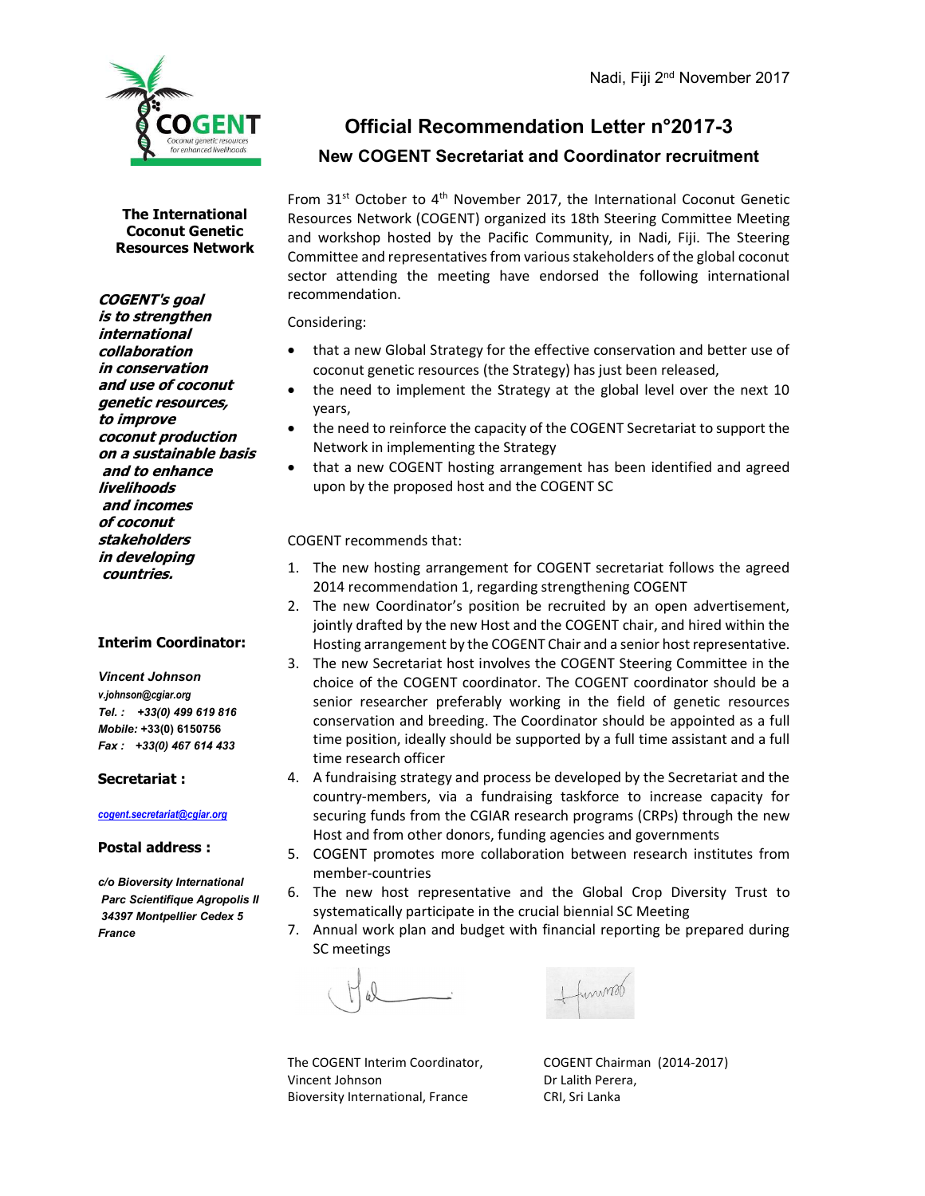Nadi, Fiji 2nd November 2017

# Official Recommendation Letter n°2017-3

## New COGENT Secretariat and Coordinator recruitment

**The International Coconut Genetic Resources Network**

***COGENT's goal is to strengthen international collaboration in conservation and use of coconut genetic resources, to improve coconut production on a sustainable basis and to enhance livelihoods and incomes of coconut stakeholders in developing countries.***

**Interim Coordinator:**

*Vincent Johnson*
*v.johnson@cgiar.org*
*Tel. : +33(0) 499 619 816*
*Mobile:* +33(0) 6150756
*Fax : +33(0) 467 614 433*

**Secretariat :**

*cogent.secretariat@cgiar.org*

**Postal address :**

*c/o Bioversity International*
*Parc Scientifique Agropolis II*
*34397 Montpellier Cedex 5*
*France*

From 31st October to 4th November 2017, the International Coconut Genetic Resources Network (COGENT) organized its 18th Steering Committee Meeting and workshop hosted by the Pacific Community, in Nadi, Fiji. The Steering Committee and representatives from various stakeholders of the global coconut sector attending the meeting have endorsed the following international recommendation.

Considering:

- that a new Global Strategy for the effective conservation and better use of coconut genetic resources (the Strategy) has just been released,
- the need to implement the Strategy at the global level over the next 10 years,
- the need to reinforce the capacity of the COGENT Secretariat to support the Network in implementing the Strategy
- that a new COGENT hosting arrangement has been identified and agreed upon by the proposed host and the COGENT SC

COGENT recommends that:

1. The new hosting arrangement for COGENT secretariat follows the agreed 2014 recommendation 1, regarding strengthening COGENT
2. The new Coordinator's position be recruited by an open advertisement, jointly drafted by the new Host and the COGENT chair, and hired within the Hosting arrangement by the COGENT Chair and a senior host representative.
3. The new Secretariat host involves the COGENT Steering Committee in the choice of the COGENT coordinator. The COGENT coordinator should be a senior researcher preferably working in the field of genetic resources conservation and breeding. The Coordinator should be appointed as a full time position, ideally should be supported by a full time assistant and a full time research officer
4. A fundraising strategy and process be developed by the Secretariat and the country-members, via a fundraising taskforce to increase capacity for securing funds from the CGIAR research programs (CRPs) through the new Host and from other donors, funding agencies and governments
5. COGENT promotes more collaboration between research institutes from member-countries
6. The new host representative and the Global Crop Diversity Trust to systematically participate in the crucial biennial SC Meeting
7. Annual work plan and budget with financial reporting be prepared during SC meetings

The COGENT Interim Coordinator,
Vincent Johnson
Bioversity International, France

COGENT Chairman (2014-2017)
Dr Lalith Perera,
CRI, Sri Lanka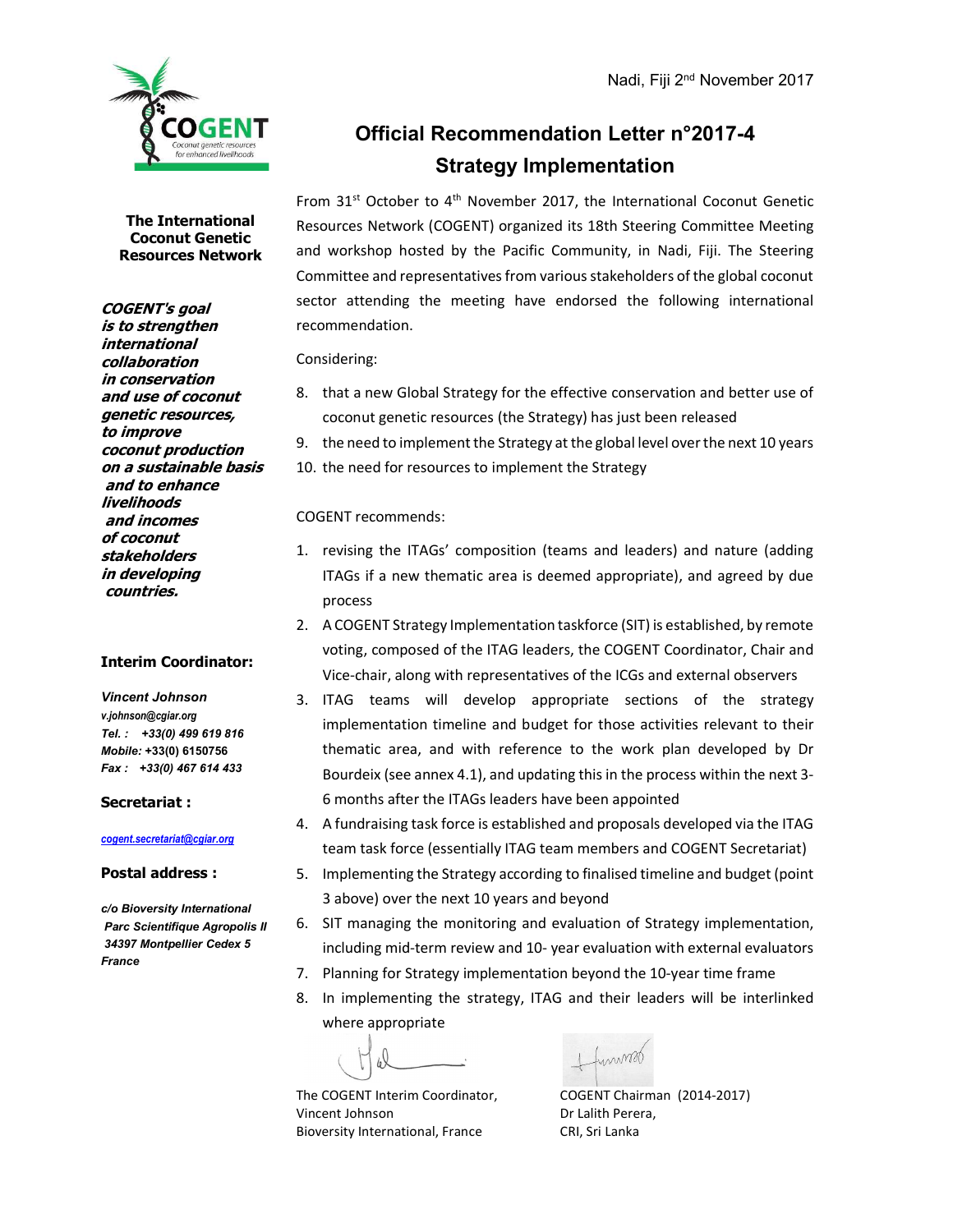Nadi, Fiji 2[nd] November 2017

# Official Recommendation Letter n°2017-4
# Strategy Implementation

**The International Coconut Genetic Resources Network**

***COGENT's goal is to strengthen international collaboration in conservation and use of coconut genetic resources, to improve coconut production on a sustainable basis and to enhance livelihoods and incomes of coconut stakeholders in developing countries.***

**Interim Coordinator:**

***Vincent Johnson***
*v.johnson@cgiar.org*
***Tel. : +33(0) 499 619 816***
***Mobile:*** **+33(0) 6150756**
***Fax : +33(0) 467 614 433***

**Secretariat :**

*cogent.secretariat@cgiar.org*

**Postal address :**

***c/o Bioversity International***
***Parc Scientifique Agropolis II***
***34397 Montpellier Cedex 5***
***France***

From 31[st] October to 4[th] November 2017, the International Coconut Genetic Resources Network (COGENT) organized its 18th Steering Committee Meeting and workshop hosted by the Pacific Community, in Nadi, Fiji. The Steering Committee and representatives from various stakeholders of the global coconut sector attending the meeting have endorsed the following international recommendation.

Considering:

8. that a new Global Strategy for the effective conservation and better use of coconut genetic resources (the Strategy) has just been released
9. the need to implement the Strategy at the global level over the next 10 years
10. the need for resources to implement the Strategy

COGENT recommends:

1. revising the ITAGs' composition (teams and leaders) and nature (adding ITAGs if a new thematic area is deemed appropriate), and agreed by due process
2. A COGENT Strategy Implementation taskforce (SIT) is established, by remote voting, composed of the ITAG leaders, the COGENT Coordinator, Chair and Vice-chair, along with representatives of the ICGs and external observers
3. ITAG teams will develop appropriate sections of the strategy implementation timeline and budget for those activities relevant to their thematic area, and with reference to the work plan developed by Dr Bourdeix (see annex 4.1), and updating this in the process within the next 3-6 months after the ITAGs leaders have been appointed
4. A fundraising task force is established and proposals developed via the ITAG team task force (essentially ITAG team members and COGENT Secretariat)
5. Implementing the Strategy according to finalised timeline and budget (point 3 above) over the next 10 years and beyond
6. SIT managing the monitoring and evaluation of Strategy implementation, including mid-term review and 10- year evaluation with external evaluators
7. Planning for Strategy implementation beyond the 10-year time frame
8. In implementing the strategy, ITAG and their leaders will be interlinked where appropriate

The COGENT Interim Coordinator,
Vincent Johnson
Bioversity International, France

COGENT Chairman (2014-2017)
Dr Lalith Perera,
CRI, Sri Lanka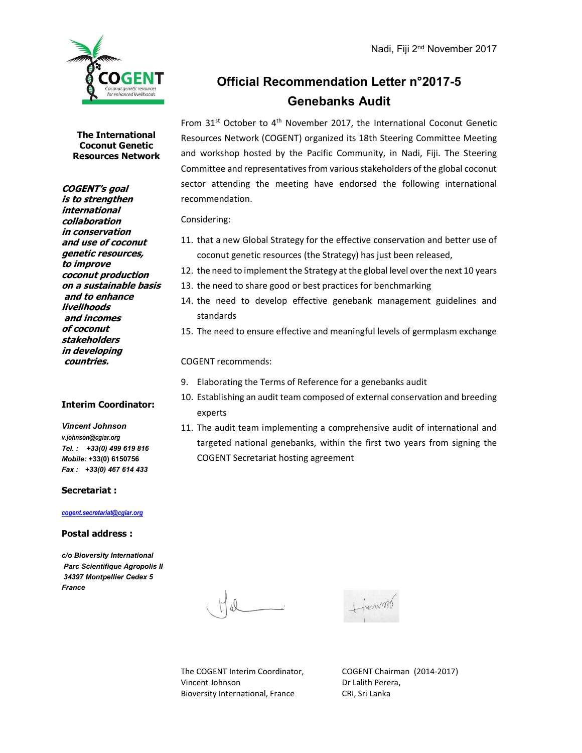Nadi, Fiji 2nd November 2017

# Official Recommendation Letter n°2017-5
# Genebanks Audit

**The International Coconut Genetic Resources Network**

***COGENT's goal is to strengthen international collaboration in conservation and use of coconut genetic resources, to improve coconut production on a sustainable basis and to enhance livelihoods and incomes of coconut stakeholders in developing countries.***

From 31st October to 4th November 2017, the International Coconut Genetic Resources Network (COGENT) organized its 18th Steering Committee Meeting and workshop hosted by the Pacific Community, in Nadi, Fiji. The Steering Committee and representatives from various stakeholders of the global coconut sector attending the meeting have endorsed the following international recommendation.

Considering:

11. that a new Global Strategy for the effective conservation and better use of coconut genetic resources (the Strategy) has just been released,
12. the need to implement the Strategy at the global level over the next 10 years
13. the need to share good or best practices for benchmarking
14. the need to develop effective genebank management guidelines and standards
15. The need to ensure effective and meaningful levels of germplasm exchange

COGENT recommends:

9. Elaborating the Terms of Reference for a genebanks audit
10. Establishing an audit team composed of external conservation and breeding experts
11. The audit team implementing a comprehensive audit of international and targeted national genebanks, within the first two years from signing the COGENT Secretariat hosting agreement

The COGENT Interim Coordinator,
Vincent Johnson
Bioversity International, France

COGENT Chairman (2014-2017)
Dr Lalith Perera,
CRI, Sri Lanka

**Interim Coordinator:**

***Vincent Johnson***
*v.johnson@cgiar.org*
*Tel. : +33(0) 499 619 816*
*Mobile:* +33(0) 6150756
*Fax : +33(0) 467 614 433*

**Secretariat :**

*cogent.secretariat@cgiar.org*

**Postal address :**

*c/o Bioversity International*
*Parc Scientifique Agropolis II*
*34397 Montpellier Cedex 5*
*France*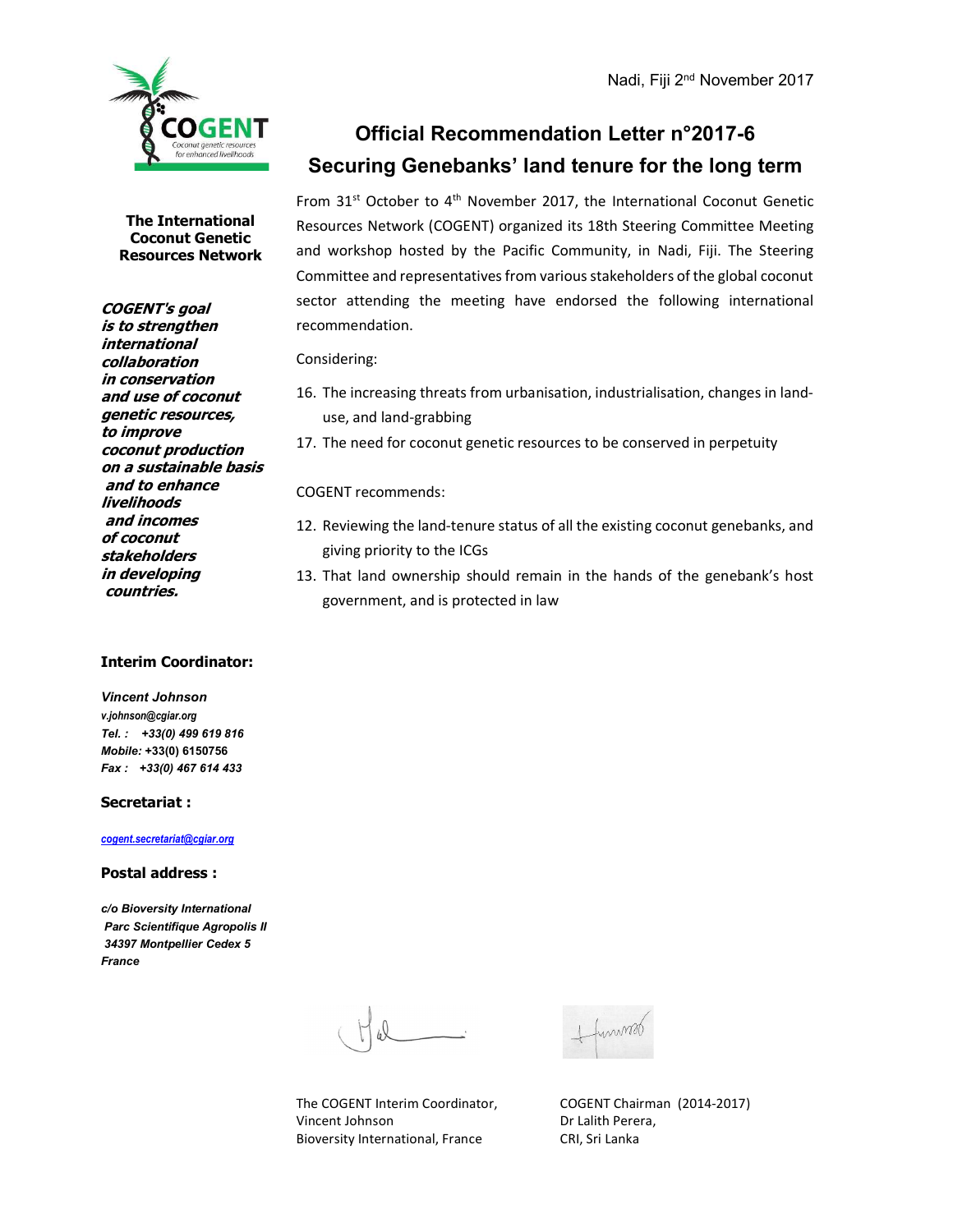Nadi, Fiji 2nd November 2017

**The International Coconut Genetic Resources Network**

***COGENT's goal is to strengthen international collaboration in conservation and use of coconut genetic resources, to improve coconut production on a sustainable basis and to enhance livelihoods and incomes of coconut stakeholders in developing countries.***

# Official Recommendation Letter n°2017-6
# Securing Genebanks' land tenure for the long term

From 31st October to 4th November 2017, the International Coconut Genetic Resources Network (COGENT) organized its 18th Steering Committee Meeting and workshop hosted by the Pacific Community, in Nadi, Fiji. The Steering Committee and representatives from various stakeholders of the global coconut sector attending the meeting have endorsed the following international recommendation.

Considering:

16. The increasing threats from urbanisation, industrialisation, changes in land-use, and land-grabbing
17. The need for coconut genetic resources to be conserved in perpetuity

COGENT recommends:

12. Reviewing the land-tenure status of all the existing coconut genebanks, and giving priority to the ICGs
13. That land ownership should remain in the hands of the genebank's host government, and is protected in law

**Interim Coordinator:**

*Vincent Johnson*
*v.johnson@cgiar.org*
*Tel. : +33(0) 499 619 816*
*Mobile:* +33(0) 6150756
*Fax : +33(0) 467 614 433*

**Secretariat :**

*cogent.secretariat@cgiar.org*

**Postal address :**

*c/o Bioversity International*
*Parc Scientifique Agropolis II*
*34397 Montpellier Cedex 5*
*France*

The COGENT Interim Coordinator,
Vincent Johnson
Bioversity International, France

COGENT Chairman (2014-2017)
Dr Lalith Perera,
CRI, Sri Lanka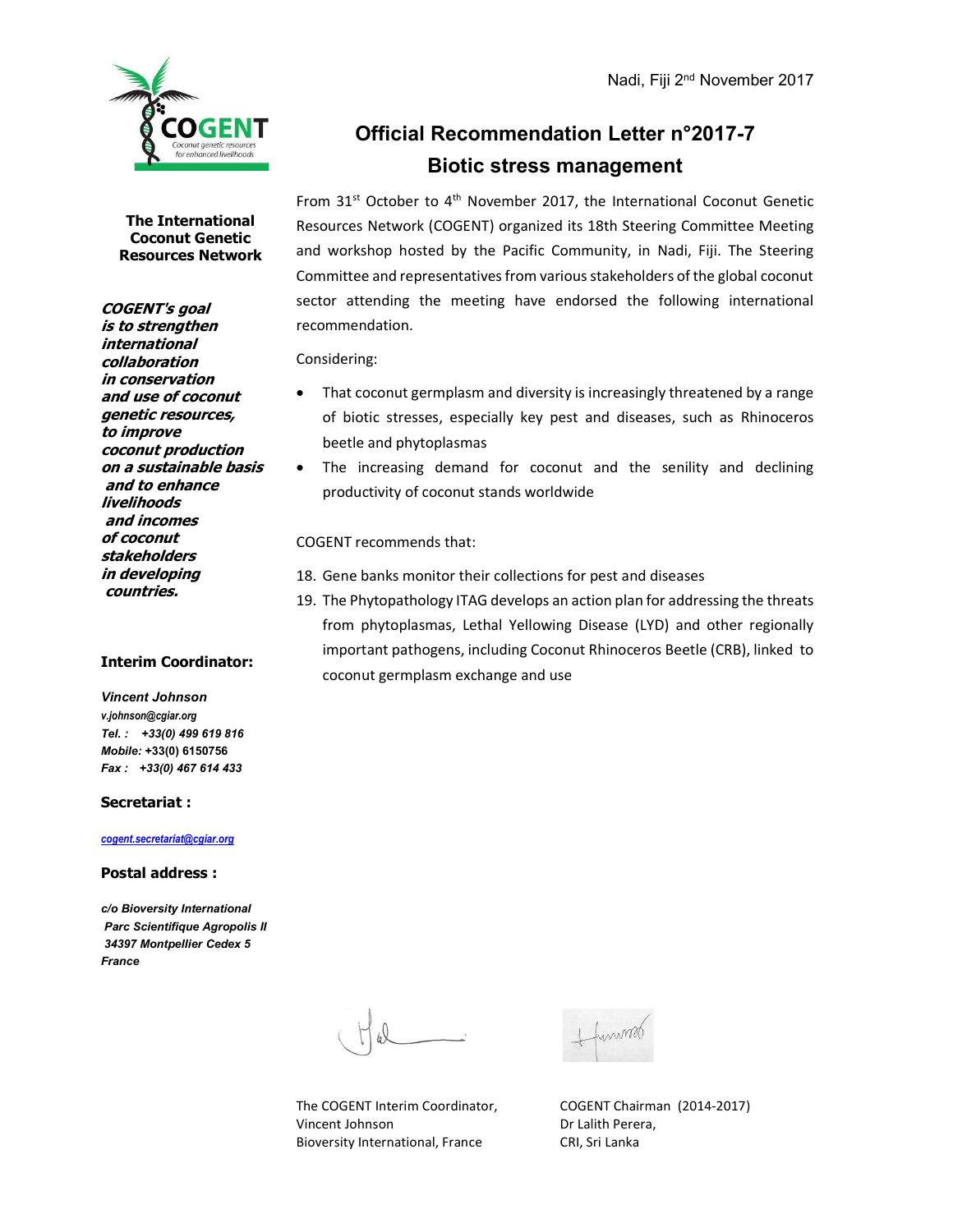Nadi, Fiji 2nd November 2017

# Official Recommendation Letter n°2017-7
## Biotic stress management

**The International Coconut Genetic Resources Network**

***COGENT's goal is to strengthen international collaboration in conservation and use of coconut genetic resources, to improve coconut production on a sustainable basis and to enhance livelihoods and incomes of coconut stakeholders in developing countries.***

**Interim Coordinator:**

***Vincent Johnson***
*v.johnson@cgiar.org*
*Tel. : +33(0) 499 619 816*
*Mobile:* +33(0) 6150756
*Fax : +33(0) 467 614 433*

**Secretariat :**

*cogent.secretariat@cgiar.org*

**Postal address :**

*c/o Bioversity International*
*Parc Scientifique Agropolis II*
*34397 Montpellier Cedex 5*
*France*

From 31st October to 4th November 2017, the International Coconut Genetic Resources Network (COGENT) organized its 18th Steering Committee Meeting and workshop hosted by the Pacific Community, in Nadi, Fiji. The Steering Committee and representatives from various stakeholders of the global coconut sector attending the meeting have endorsed the following international recommendation.

Considering:

- That coconut germplasm and diversity is increasingly threatened by a range of biotic stresses, especially key pest and diseases, such as Rhinoceros beetle and phytoplasmas
- The increasing demand for coconut and the senility and declining productivity of coconut stands worldwide

COGENT recommends that:

18. Gene banks monitor their collections for pest and diseases
19. The Phytopathology ITAG develops an action plan for addressing the threats from phytoplasmas, Lethal Yellowing Disease (LYD) and other regionally important pathogens, including Coconut Rhinoceros Beetle (CRB), linked to coconut germplasm exchange and use

The COGENT Interim Coordinator,
Vincent Johnson
Bioversity International, France

COGENT Chairman (2014-2017)
Dr Lalith Perera,
CRI, Sri Lanka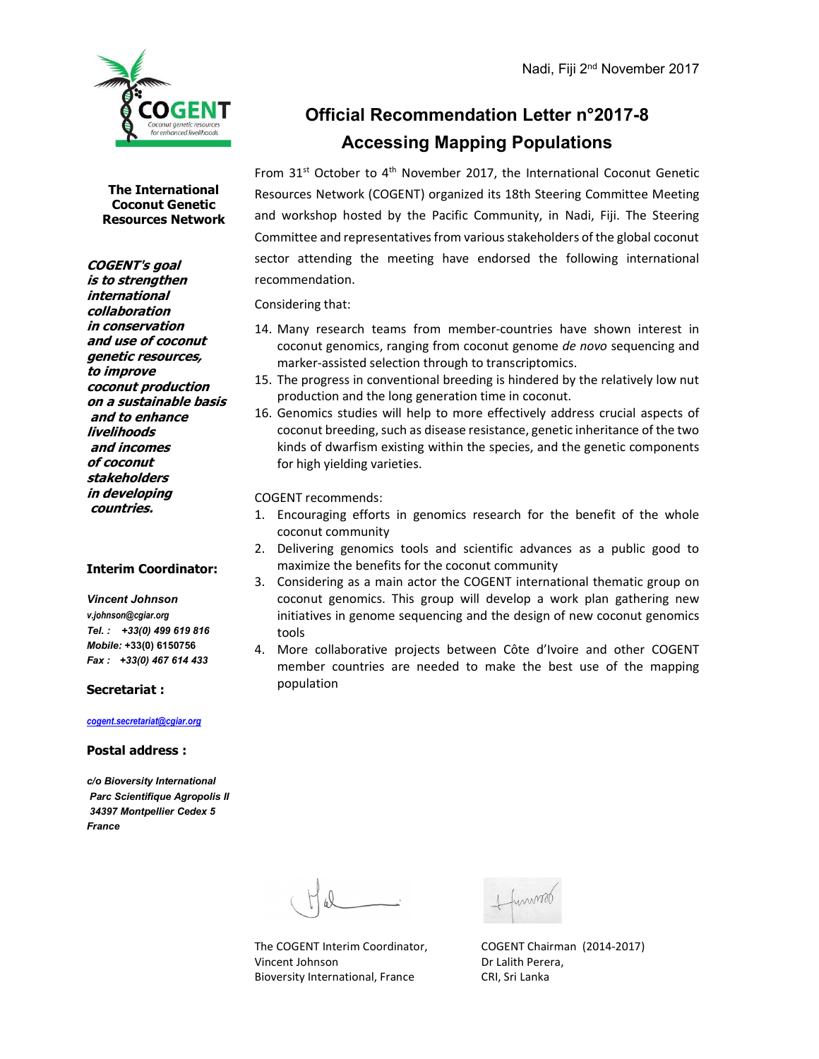Nadi, Fiji 2nd November 2017

# Official Recommendation Letter n°2017-8
## Accessing Mapping Populations

**The International Coconut Genetic Resources Network**

***COGENT's goal is to strengthen international collaboration in conservation and use of coconut genetic resources, to improve coconut production on a sustainable basis and to enhance livelihoods and incomes of coconut stakeholders in developing countries.***

From 31st October to 4th November 2017, the International Coconut Genetic Resources Network (COGENT) organized its 18th Steering Committee Meeting and workshop hosted by the Pacific Community, in Nadi, Fiji. The Steering Committee and representatives from various stakeholders of the global coconut sector attending the meeting have endorsed the following international recommendation.

Considering that:

14. Many research teams from member-countries have shown interest in coconut genomics, ranging from coconut genome *de novo* sequencing and marker-assisted selection through to transcriptomics.
15. The progress in conventional breeding is hindered by the relatively low nut production and the long generation time in coconut.
16. Genomics studies will help to more effectively address crucial aspects of coconut breeding, such as disease resistance, genetic inheritance of the two kinds of dwarfism existing within the species, and the genetic components for high yielding varieties.

COGENT recommends:

1. Encouraging efforts in genomics research for the benefit of the whole coconut community
2. Delivering genomics tools and scientific advances as a public good to maximize the benefits for the coconut community
3. Considering as a main actor the COGENT international thematic group on coconut genomics. This group will develop a work plan gathering new initiatives in genome sequencing and the design of new coconut genomics tools
4. More collaborative projects between Côte d'Ivoire and other COGENT member countries are needed to make the best use of the mapping population

**Interim Coordinator:**

*Vincent Johnson*
*v.johnson@cgiar.org*
*Tel. : +33(0) 499 619 816*
*Mobile:* +33(0) 6150756
*Fax : +33(0) 467 614 433*

**Secretariat :**

*cogent.secretariat@cgiar.org*

**Postal address :**

*c/o Bioversity International*
*Parc Scientifique Agropolis II*
*34397 Montpellier Cedex 5*
*France*

The COGENT Interim Coordinator,
Vincent Johnson
Bioversity International, France

COGENT Chairman (2014-2017)
Dr Lalith Perera,
CRI, Sri Lanka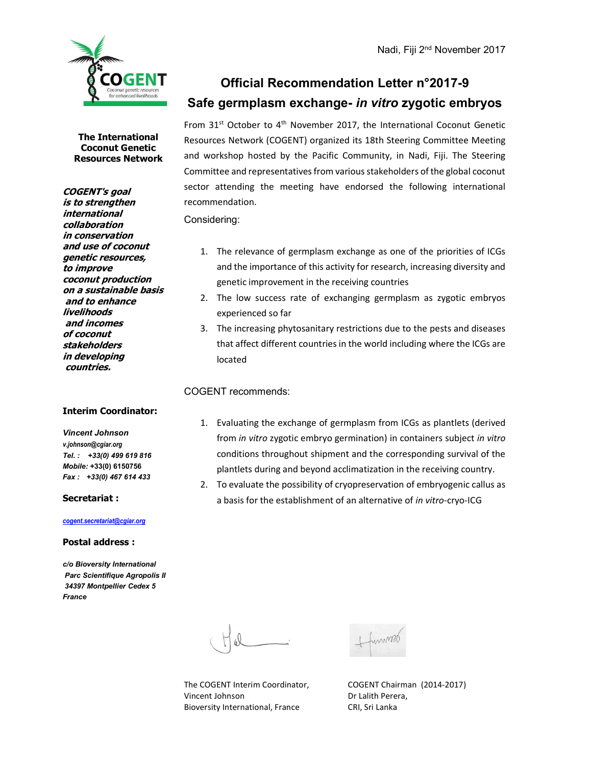Nadi, Fiji 2nd November 2017

# Official Recommendation Letter n°2017-9

## Safe germplasm exchange- *in vitro* zygotic embryos

**The International Coconut Genetic Resources Network**

***COGENT's goal is to strengthen international collaboration in conservation and use of coconut genetic resources, to improve coconut production on a sustainable basis and to enhance livelihoods and incomes of coconut stakeholders in developing countries.***

**Interim Coordinator:**

***Vincent Johnson***
*v.johnson@cgiar.org*
***Tel. : +33(0) 499 619 816***
***Mobile:*** **+33(0) 6150756**
***Fax : +33(0) 467 614 433***

**Secretariat :**

*cogent.secretariat@cgiar.org*

**Postal address :**

***c/o Bioversity International***
***Parc Scientifique Agropolis II***
***34397 Montpellier Cedex 5***
***France***

From 31st October to 4th November 2017, the International Coconut Genetic Resources Network (COGENT) organized its 18th Steering Committee Meeting and workshop hosted by the Pacific Community, in Nadi, Fiji. The Steering Committee and representatives from various stakeholders of the global coconut sector attending the meeting have endorsed the following international recommendation.

Considering:

1. The relevance of germplasm exchange as one of the priorities of ICGs and the importance of this activity for research, increasing diversity and genetic improvement in the receiving countries
2. The low success rate of exchanging germplasm as zygotic embryos experienced so far
3. The increasing phytosanitary restrictions due to the pests and diseases that affect different countries in the world including where the ICGs are located

COGENT recommends:

1. Evaluating the exchange of germplasm from ICGs as plantlets (derived from *in vitro* zygotic embryo germination) in containers subject *in vitro* conditions throughout shipment and the corresponding survival of the plantlets during and beyond acclimatization in the receiving country.
2. To evaluate the possibility of cryopreservation of embryogenic callus as a basis for the establishment of an alternative of *in vitro*-cryo-ICG

The COGENT Interim Coordinator,
Vincent Johnson
Bioversity International, France

COGENT Chairman (2014-2017)
Dr Lalith Perera,
CRI, Sri Lanka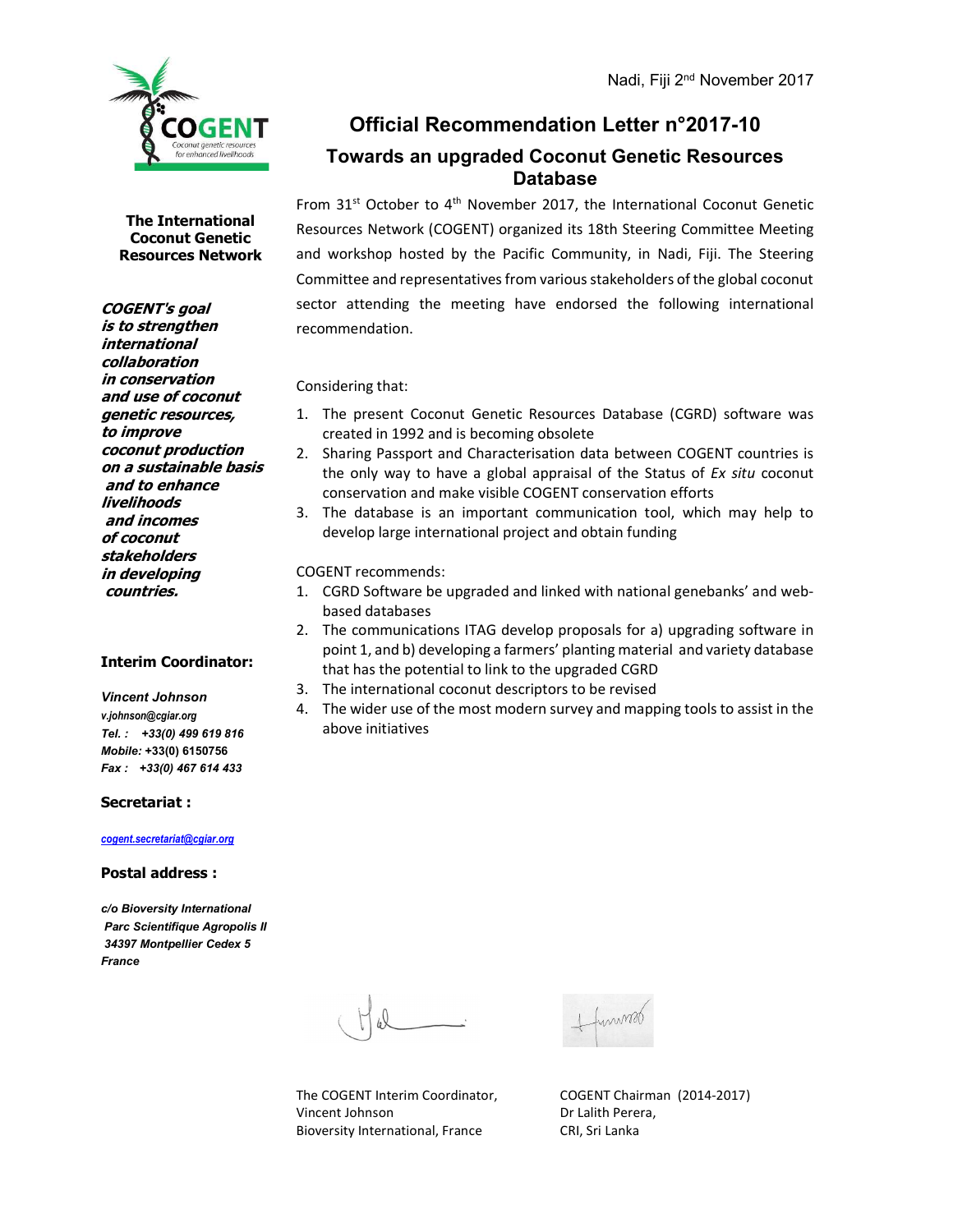Nadi, Fiji 2nd November 2017

# Official Recommendation Letter n°2017-10

## Towards an upgraded Coconut Genetic Resources Database

**The International Coconut Genetic Resources Network**

***COGENT's goal is to strengthen international collaboration in conservation and use of coconut genetic resources, to improve coconut production on a sustainable basis and to enhance livelihoods and incomes of coconut stakeholders in developing countries.***

**Interim Coordinator:**

***Vincent Johnson***
*v.johnson@cgiar.org*
***Tel. : +33(0) 499 619 816***
***Mobile:* +33(0) 6150756**
***Fax : +33(0) 467 614 433***

**Secretariat :**

*cogent.secretariat@cgiar.org*

**Postal address :**

***c/o Bioversity International***
***Parc Scientifique Agropolis II***
***34397 Montpellier Cedex 5***
***France***

From 31st October to 4th November 2017, the International Coconut Genetic Resources Network (COGENT) organized its 18th Steering Committee Meeting and workshop hosted by the Pacific Community, in Nadi, Fiji. The Steering Committee and representatives from various stakeholders of the global coconut sector attending the meeting have endorsed the following international recommendation.

Considering that:

1. The present Coconut Genetic Resources Database (CGRD) software was created in 1992 and is becoming obsolete
2. Sharing Passport and Characterisation data between COGENT countries is the only way to have a global appraisal of the Status of *Ex situ* coconut conservation and make visible COGENT conservation efforts
3. The database is an important communication tool, which may help to develop large international project and obtain funding

COGENT recommends:

1. CGRD Software be upgraded and linked with national genebanks' and web-based databases
2. The communications ITAG develop proposals for a) upgrading software in point 1, and b) developing a farmers' planting material and variety database that has the potential to link to the upgraded CGRD
3. The international coconut descriptors to be revised
4. The wider use of the most modern survey and mapping tools to assist in the above initiatives

The COGENT Interim Coordinator,
Vincent Johnson
Bioversity International, France

COGENT Chairman (2014-2017)
Dr Lalith Perera,
CRI, Sri Lanka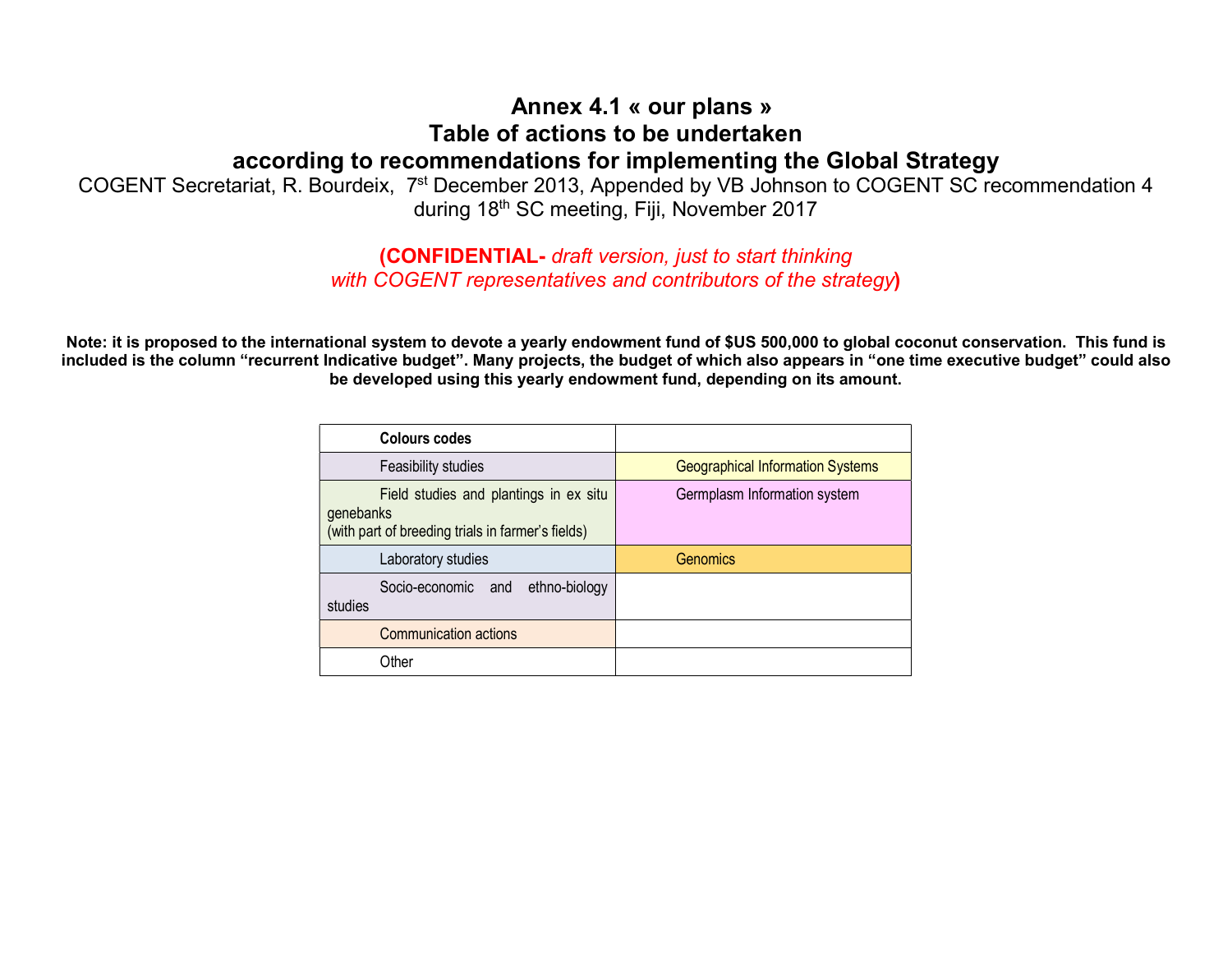# Annex 4.1 « our plans »
# Table of actions to be undertaken
# according to recommendations for implementing the Global Strategy

COGENT Secretariat, R. Bourdeix, 7st December 2013, Appended by VB Johnson to COGENT SC recommendation 4 during 18th SC meeting, Fiji, November 2017

**(CONFIDENTIAL-** *draft version, just to start thinking with COGENT representatives and contributors of the strategy***)**

**Note: it is proposed to the international system to devote a yearly endowment fund of $US 500,000 to global coconut conservation. This fund is included is the column "recurrent Indicative budget". Many projects, the budget of which also appears in "one time executive budget" could also be developed using this yearly endowment fund, depending on its amount.**

| **Colours codes** | |
|---|---|
| Feasibility studies | Geographical Information Systems |
| Field studies and plantings in ex situ genebanks<br>(with part of breeding trials in farmer's fields) | Germplasm Information system |
| Laboratory studies | Genomics |
| Socio-economic and ethno-biology studies | |
| Communication actions | |
| Other | |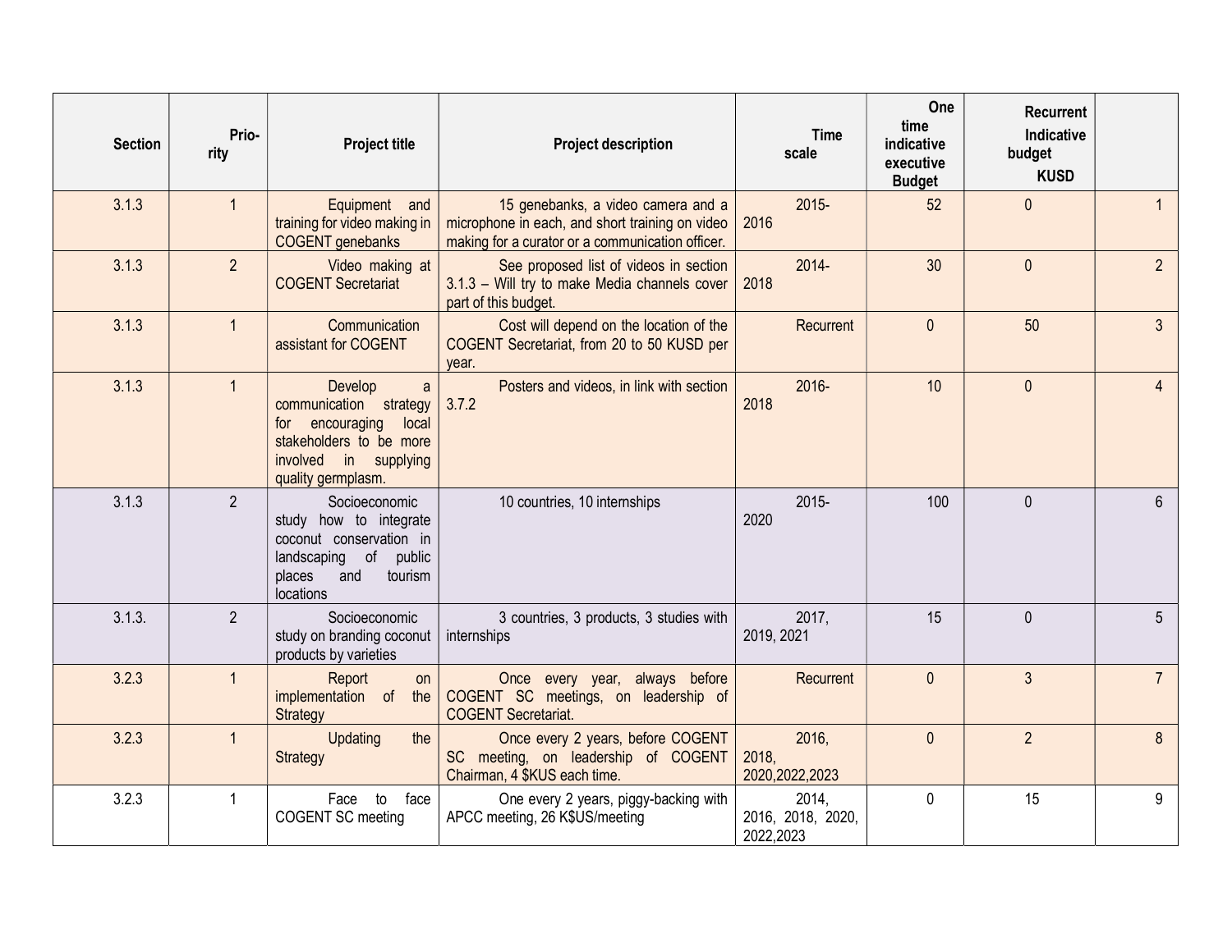| Section | Prio-rity | Project title | Project description | Time scale | One time indicative executive Budget | Recurrent Indicative budget KUSD | |
|---|---|---|---|---|---|---|---|
| 3.1.3 | 1 | Equipment and training for video making in COGENT genebanks | 15 genebanks, a video camera and a microphone in each, and short training on video making for a curator or a communication officer. | 2015-2016 | 52 | 0 | 1 |
| 3.1.3 | 2 | Video making at COGENT Secretariat | See proposed list of videos in section 3.1.3 – Will try to make Media channels cover part of this budget. | 2014-2018 | 30 | 0 | 2 |
| 3.1.3 | 1 | Communication assistant for COGENT | Cost will depend on the location of the COGENT Secretariat, from 20 to 50 KUSD per year. | Recurrent | 0 | 50 | 3 |
| 3.1.3 | 1 | Develop a communication strategy for encouraging local stakeholders to be more involved in supplying quality germplasm. | Posters and videos, in link with section 3.7.2 | 2016-2018 | 10 | 0 | 4 |
| 3.1.3 | 2 | Socioeconomic study how to integrate coconut conservation in landscaping of public places and tourism locations | 10 countries, 10 internships | 2015-2020 | 100 | 0 | 6 |
| 3.1.3. | 2 | Socioeconomic study on branding coconut products by varieties | 3 countries, 3 products, 3 studies with internships | 2017, 2019, 2021 | 15 | 0 | 5 |
| 3.2.3 | 1 | Report on implementation of the Strategy | Once every year, always before COGENT SC meetings, on leadership of COGENT Secretariat. | Recurrent | 0 | 3 | 7 |
| 3.2.3 | 1 | Updating the Strategy | Once every 2 years, before COGENT SC meeting, on leadership of COGENT Chairman, 4 $KUS each time. | 2016, 2018, 2020,2022,2023 | 0 | 2 | 8 |
| 3.2.3 | 1 | Face to face COGENT SC meeting | One every 2 years, piggy-backing with APCC meeting, 26 K$US/meeting | 2014, 2016, 2018, 2020, 2022,2023 | 0 | 15 | 9 |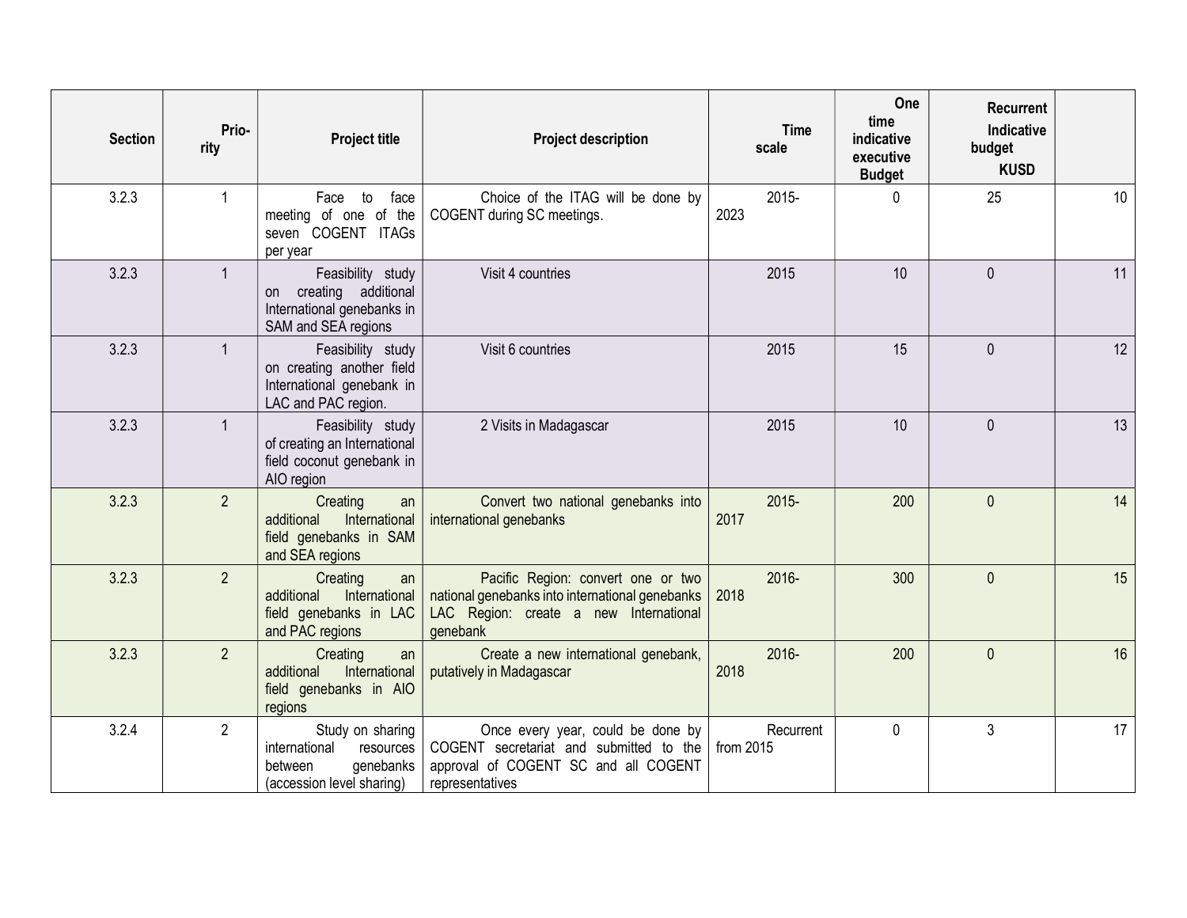| Section | Prio-rity | Project title | Project description | Time scale | One time indicative executive Budget | Recurrent Indicative budget KUSD | |
|---|---|---|---|---|---|---|---|
| 3.2.3 | 1 | Face to face meeting of one of the seven COGENT ITAGs per year | Choice of the ITAG will be done by COGENT during SC meetings. | 2015-2023 | 0 | 25 | 10 |
| 3.2.3 | 1 | Feasibility study on creating additional International genebanks in SAM and SEA regions | Visit 4 countries | 2015 | 10 | 0 | 11 |
| 3.2.3 | 1 | Feasibility study on creating another field International genebank in LAC and PAC region. | Visit 6 countries | 2015 | 15 | 0 | 12 |
| 3.2.3 | 1 | Feasibility study of creating an International field coconut genebank in AIO region | 2 Visits in Madagascar | 2015 | 10 | 0 | 13 |
| 3.2.3 | 2 | Creating an additional International field genebanks in SAM and SEA regions | Convert two national genebanks into international genebanks | 2015-2017 | 200 | 0 | 14 |
| 3.2.3 | 2 | Creating an additional International field genebanks in LAC and PAC regions | Pacific Region: convert one or two national genebanks into international genebanks LAC Region: create a new International genebank | 2016-2018 | 300 | 0 | 15 |
| 3.2.3 | 2 | Creating an additional International field genebanks in AIO regions | Create a new international genebank, putatively in Madagascar | 2016-2018 | 200 | 0 | 16 |
| 3.2.4 | 2 | Study on sharing international resources between genebanks (accession level sharing) | Once every year, could be done by COGENT secretariat and submitted to the approval of COGENT SC and all COGENT representatives | Recurrent from 2015 | 0 | 3 | 17 |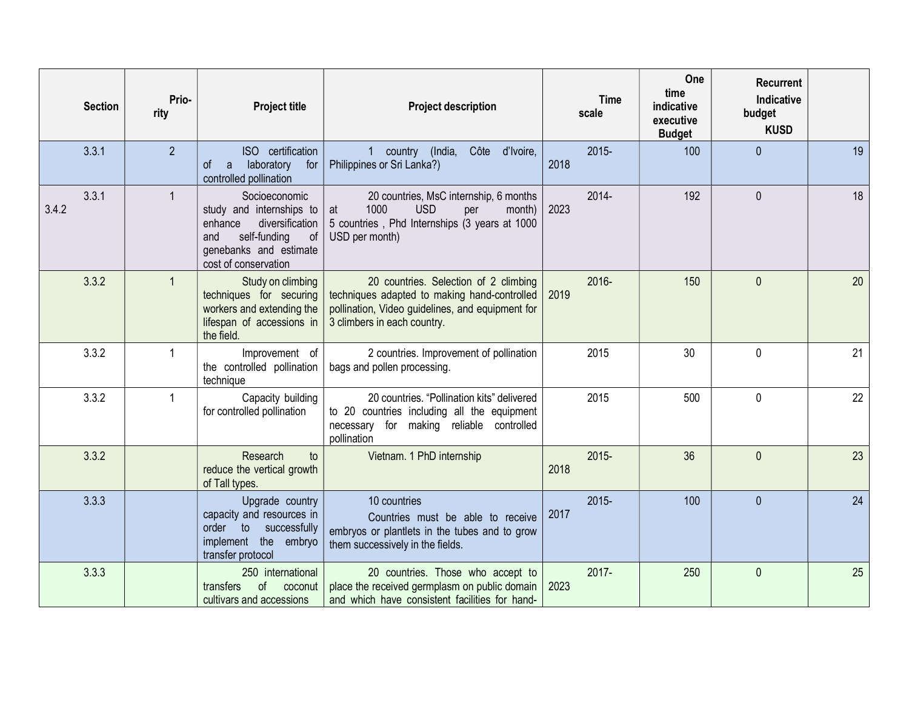| Section | Prio-rity | Project title | Project description | Time scale | One time indicative executive Budget | Recurrent Indicative budget KUSD | |
|---|---|---|---|---|---|---|---|
| 3.3.1 | 2 | ISO certification of a laboratory for controlled pollination | 1 country (India, Côte d'Ivoire, Philippines or Sri Lanka?) | 2015-2018 | 100 | 0 | 19 |
| 3.3.1 3.4.2 | 1 | Socioeconomic study and internships to enhance diversification and self-funding of genebanks and estimate cost of conservation | 20 countries, MsC internship, 6 months at 1000 USD per month) 5 countries , Phd Internships (3 years at 1000 USD per month) | 2014-2023 | 192 | 0 | 18 |
| 3.3.2 | 1 | Study on climbing techniques for securing workers and extending the lifespan of accessions in the field. | 20 countries. Selection of 2 climbing techniques adapted to making hand-controlled pollination, Video guidelines, and equipment for 3 climbers in each country. | 2016-2019 | 150 | 0 | 20 |
| 3.3.2 | 1 | Improvement of the controlled pollination technique | 2 countries. Improvement of pollination bags and pollen processing. | 2015 | 30 | 0 | 21 |
| 3.3.2 | 1 | Capacity building for controlled pollination | 20 countries. "Pollination kits" delivered to 20 countries including all the equipment necessary for making reliable controlled pollination | 2015 | 500 | 0 | 22 |
| 3.3.2 | | Research to reduce the vertical growth of Tall types. | Vietnam. 1 PhD internship | 2015-2018 | 36 | 0 | 23 |
| 3.3.3 | | Upgrade country capacity and resources in order to successfully implement the embryo transfer protocol | 10 countries<br>Countries must be able to receive embryos or plantlets in the tubes and to grow them successively in the fields. | 2015-2017 | 100 | 0 | 24 |
| 3.3.3 | | 250 international transfers of coconut cultivars and accessions | 20 countries. Those who accept to place the received germplasm on public domain and which have consistent facilities for hand- | 2017-2023 | 250 | 0 | 25 |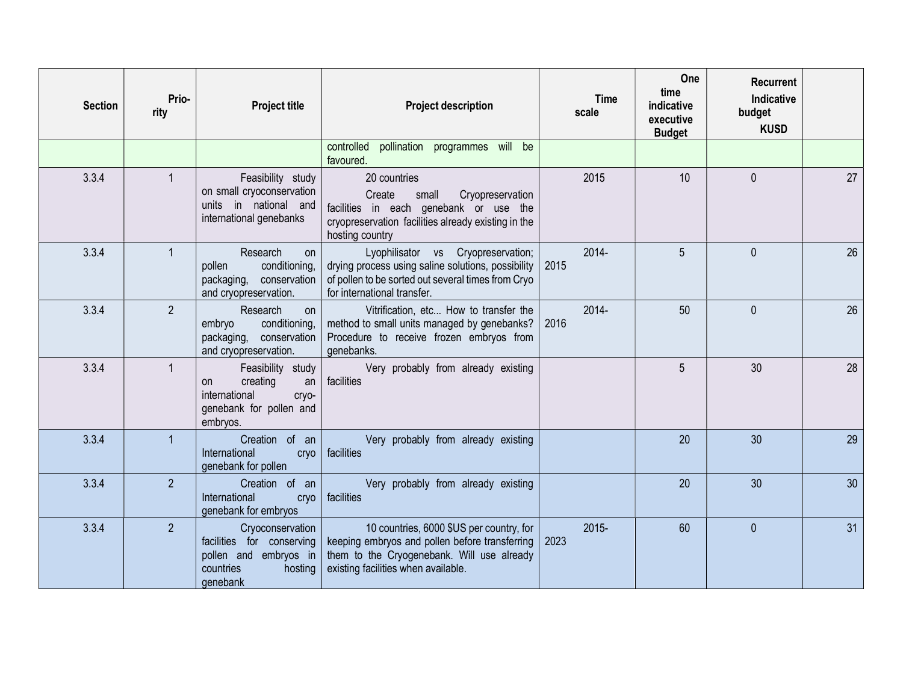| Section | Prio-rity | Project title | Project description | Time scale | One time indicative executive Budget | Recurrent Indicative budget KUSD | |
|---|---|---|---|---|---|---|---|
| | | | controlled pollination programmes will be favoured. | | | | |
| 3.3.4 | 1 | Feasibility study on small cryoconservation units in national and international genebanks | 20 countries<br>Create small Cryopreservation facilities in each genebank or use the cryopreservation facilities already existing in the hosting country | 2015 | 10 | 0 | 27 |
| 3.3.4 | 1 | Research on pollen conditioning, packaging, conservation and cryopreservation. | Lyophilisator vs Cryopreservation; drying process using saline solutions, possibility of pollen to be sorted out several times from Cryo for international transfer. | 2014-2015 | 5 | 0 | 26 |
| 3.3.4 | 2 | Research on embryo conditioning, packaging, conservation and cryopreservation. | Vitrification, etc... How to transfer the method to small units managed by genebanks? Procedure to receive frozen embryos from genebanks. | 2014-2016 | 50 | 0 | 26 |
| 3.3.4 | 1 | Feasibility study on creating an international cryo-genebank for pollen and embryos. | Very probably from already existing facilities | | 5 | 30 | 28 |
| 3.3.4 | 1 | Creation of an International cryo genebank for pollen | Very probably from already existing facilities | | 20 | 30 | 29 |
| 3.3.4 | 2 | Creation of an International cryo genebank for embryos | Very probably from already existing facilities | | 20 | 30 | 30 |
| 3.3.4 | 2 | Cryoconservation facilities for conserving pollen and embryos in countries hosting genebank | 10 countries, 6000 $US per country, for keeping embryos and pollen before transferring them to the Cryogenebank. Will use already existing facilities when available. | 2015-2023 | 60 | 0 | 31 |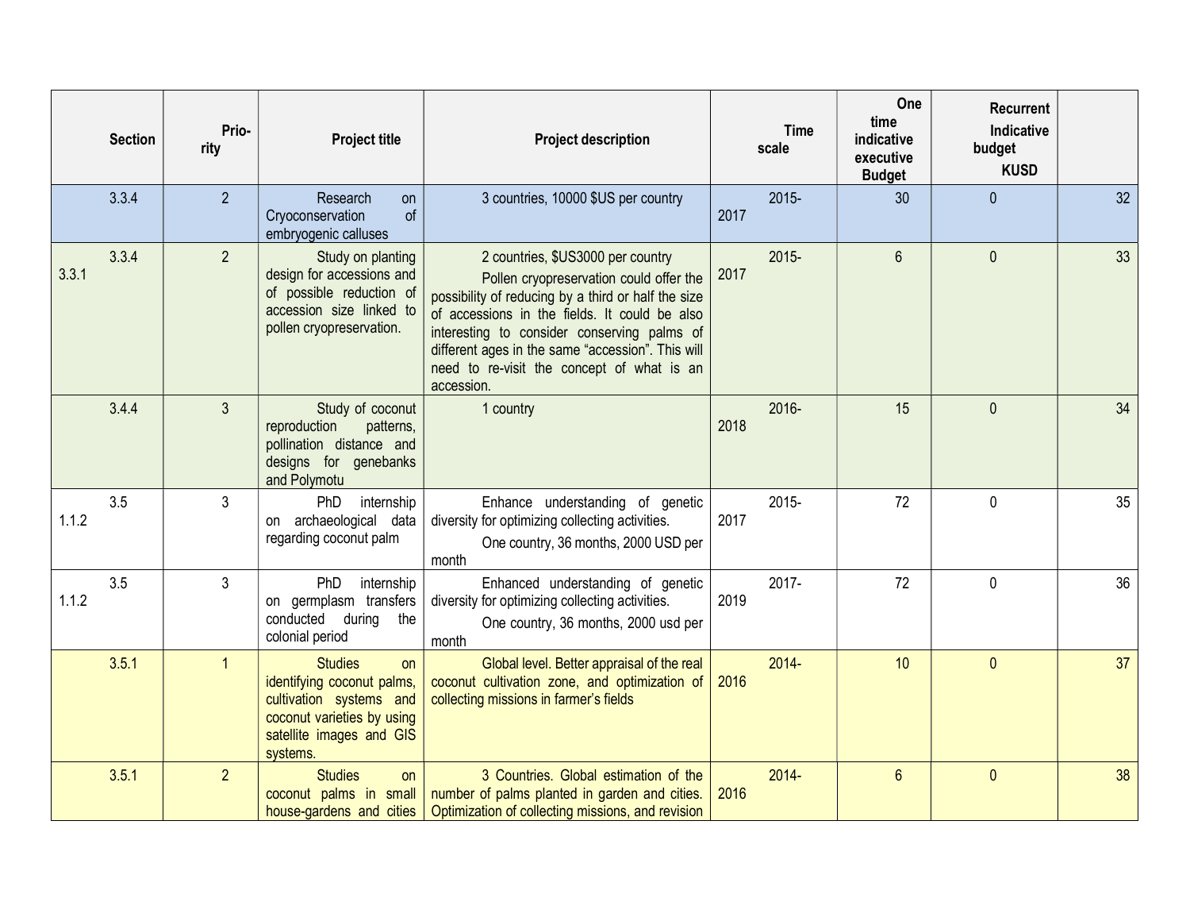| Section | Prio-rity | Project title | Project description | Time scale | One time indicative executive Budget | Recurrent Indicative budget KUSD | |
|---|---|---|---|---|---|---|---|
| 3.3.4 | 2 | Research on Cryoconservation of embryogenic calluses | 3 countries, 10000 $US per country | 2015-2017 | 30 | 0 | 32 |
| 3.3.4 3.3.1 | 2 | Study on planting design for accessions and of possible reduction of accession size linked to pollen cryopreservation. | 2 countries, $US3000 per country<br>Pollen cryopreservation could offer the possibility of reducing by a third or half the size of accessions in the fields. It could be also interesting to consider conserving palms of different ages in the same "accession". This will need to re-visit the concept of what is an accession. | 2015-2017 | 6 | 0 | 33 |
| 3.4.4 | 3 | Study of coconut reproduction patterns, pollination distance and designs for genebanks and Polymotu | 1 country | 2016-2018 | 15 | 0 | 34 |
| 3.5 1.1.2 | 3 | PhD internship on archaeological data regarding coconut palm | Enhance understanding of genetic diversity for optimizing collecting activities.<br>One country, 36 months, 2000 USD per month | 2015-2017 | 72 | 0 | 35 |
| 3.5 1.1.2 | 3 | PhD internship on germplasm transfers conducted during the colonial period | Enhanced understanding of genetic diversity for optimizing collecting activities.<br>One country, 36 months, 2000 usd per month | 2017-2019 | 72 | 0 | 36 |
| 3.5.1 | 1 | Studies on identifying coconut palms, cultivation systems and coconut varieties by using satellite images and GIS systems. | Global level. Better appraisal of the real coconut cultivation zone, and optimization of collecting missions in farmer's fields | 2014-2016 | 10 | 0 | 37 |
| 3.5.1 | 2 | Studies on coconut palms in small house-gardens and cities | 3 Countries. Global estimation of the number of palms planted in garden and cities. Optimization of collecting missions, and revision | 2014-2016 | 6 | 0 | 38 |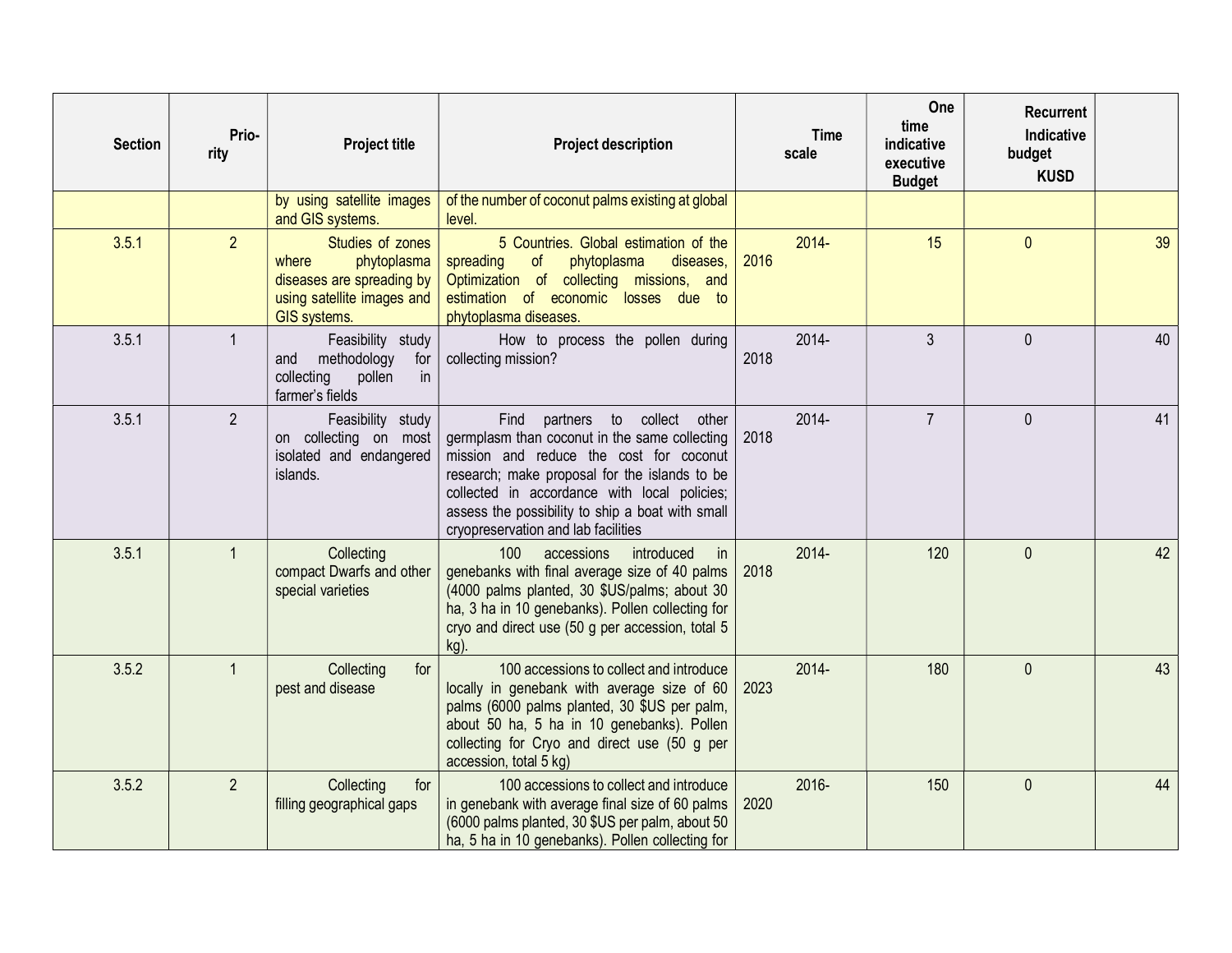| Section | Prio-rity | Project title | Project description | Time scale | One time indicative executive Budget | Recurrent Indicative budget KUSD | |
|---|---|---|---|---|---|---|---|
| | | by using satellite images and GIS systems. | of the number of coconut palms existing at global level. | | | | |
| 3.5.1 | 2 | Studies of zones where phytoplasma diseases are spreading by using satellite images and GIS systems. | 5 Countries. Global estimation of the spreading of phytoplasma diseases, Optimization of collecting missions, and estimation of economic losses due to phytoplasma diseases. | 2014-2016 | 15 | 0 | 39 |
| 3.5.1 | 1 | Feasibility study and methodology for collecting pollen in farmer's fields | How to process the pollen during collecting mission? | 2014-2018 | 3 | 0 | 40 |
| 3.5.1 | 2 | Feasibility study on collecting on most isolated and endangered islands. | Find partners to collect other germplasm than coconut in the same collecting mission and reduce the cost for coconut research; make proposal for the islands to be collected in accordance with local policies; assess the possibility to ship a boat with small cryopreservation and lab facilities | 2014-2018 | 7 | 0 | 41 |
| 3.5.1 | 1 | Collecting compact Dwarfs and other special varieties | 100 accessions introduced in genebanks with final average size of 40 palms (4000 palms planted, 30 $US/palms; about 30 ha, 3 ha in 10 genebanks). Pollen collecting for cryo and direct use (50 g per accession, total 5 kg). | 2014-2018 | 120 | 0 | 42 |
| 3.5.2 | 1 | Collecting for pest and disease | 100 accessions to collect and introduce locally in genebank with average size of 60 palms (6000 palms planted, 30 $US per palm, about 50 ha, 5 ha in 10 genebanks). Pollen collecting for Cryo and direct use (50 g per accession, total 5 kg) | 2014-2023 | 180 | 0 | 43 |
| 3.5.2 | 2 | Collecting for filling geographical gaps | 100 accessions to collect and introduce in genebank with average final size of 60 palms (6000 palms planted, 30 $US per palm, about 50 ha, 5 ha in 10 genebanks). Pollen collecting for | 2016-2020 | 150 | 0 | 44 |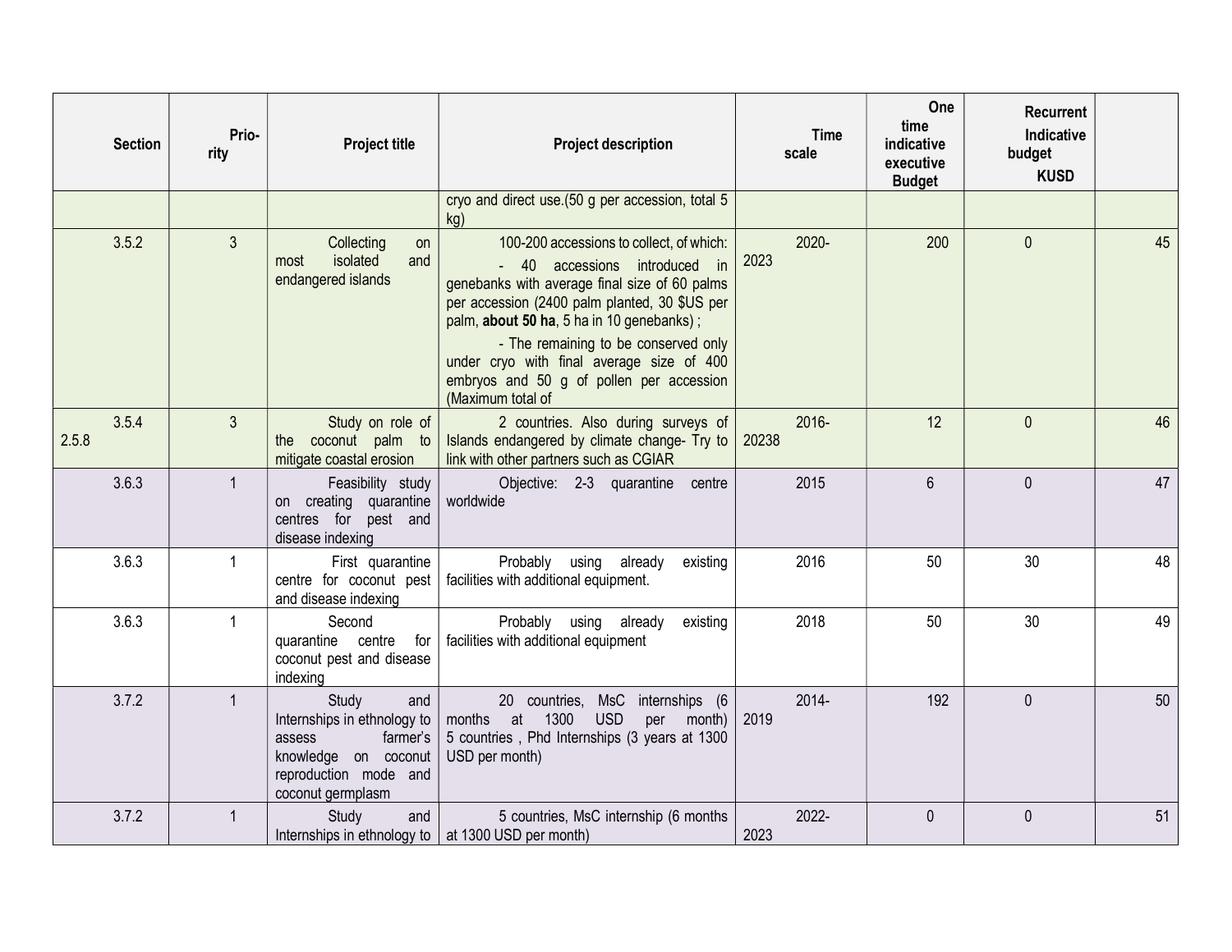| Section | Prio-rity | Project title | Project description | Time scale | One time indicative executive Budget | Recurrent Indicative budget KUSD | |
|---|---|---|---|---|---|---|---|
| | | | cryo and direct use.(50 g per accession, total 5 kg) | | | | |
| 3.5.2 | 3 | Collecting on most isolated and endangered islands | 100-200 accessions to collect, of which: - 40 accessions introduced in genebanks with average final size of 60 palms per accession (2400 palm planted, 30 $US per palm, **about 50 ha**, 5 ha in 10 genebanks) ; - The remaining to be conserved only under cryo with final average size of 400 embryos and 50 g of pollen per accession (Maximum total of | 2020-2023 | 200 | 0 | 45 |
| 3.5.4 2.5.8 | 3 | Study on role of the coconut palm to mitigate coastal erosion | 2 countries. Also during surveys of Islands endangered by climate change- Try to link with other partners such as CGIAR | 2016-20238 | 12 | 0 | 46 |
| 3.6.3 | 1 | Feasibility study on creating quarantine centres for pest and disease indexing | Objective: 2-3 quarantine centre worldwide | 2015 | 6 | 0 | 47 |
| 3.6.3 | 1 | First quarantine centre for coconut pest and disease indexing | Probably using already existing facilities with additional equipment. | 2016 | 50 | 30 | 48 |
| 3.6.3 | 1 | Second quarantine centre for coconut pest and disease indexing | Probably using already existing facilities with additional equipment | 2018 | 50 | 30 | 49 |
| 3.7.2 | 1 | Study and Internships in ethnology to assess farmer's knowledge on coconut reproduction mode and coconut germplasm | 20 countries, MsC internships (6 months at 1300 USD per month) 5 countries , Phd Internships (3 years at 1300 USD per month) | 2014-2019 | 192 | 0 | 50 |
| 3.7.2 | 1 | Study and Internships in ethnology to | 5 countries, MsC internship (6 months at 1300 USD per month) | 2022-2023 | 0 | 0 | 51 |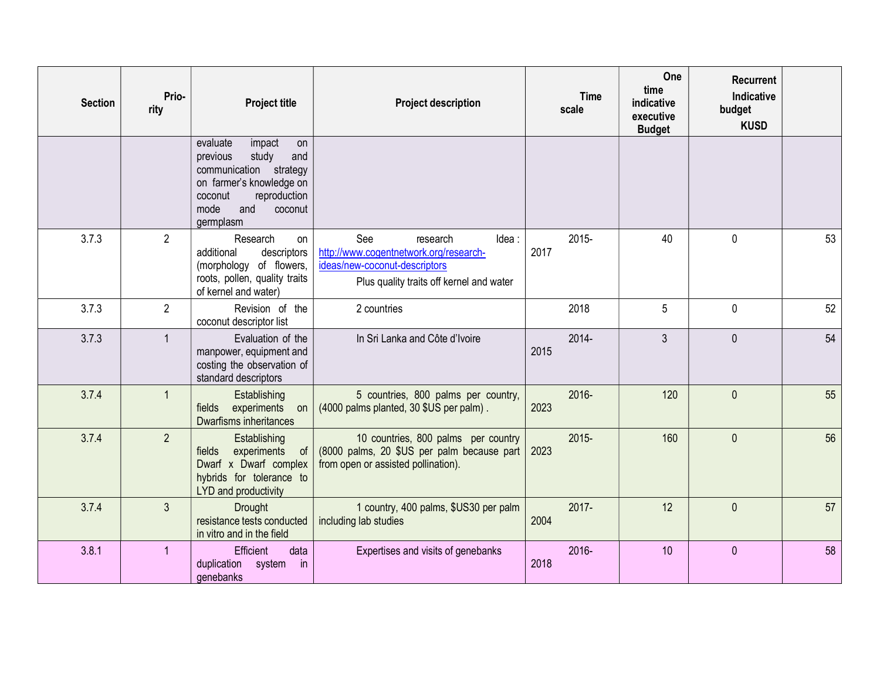| Section | Prio-rity | Project title | Project description | Time scale | One time indicative executive Budget | Recurrent Indicative budget KUSD | |
|---|---|---|---|---|---|---|---|
| | | evaluate impact on previous study and communication strategy on farmer's knowledge on coconut reproduction mode and coconut germplasm | | | | | |
| 3.7.3 | 2 | Research on additional descriptors (morphology of flowers, roots, pollen, quality traits of kernel and water) | See research Idea : http://www.cogentnetwork.org/research-ideas/new-coconut-descriptors Plus quality traits off kernel and water | 2015-2017 | 40 | 0 | 53 |
| 3.7.3 | 2 | Revision of the coconut descriptor list | 2 countries | 2018 | 5 | 0 | 52 |
| 3.7.3 | 1 | Evaluation of the manpower, equipment and costing the observation of standard descriptors | In Sri Lanka and Côte d'Ivoire | 2014-2015 | 3 | 0 | 54 |
| 3.7.4 | 1 | Establishing fields experiments on Dwarfisms inheritances | 5 countries, 800 palms per country, (4000 palms planted, 30 $US per palm) . | 2016-2023 | 120 | 0 | 55 |
| 3.7.4 | 2 | Establishing fields experiments of Dwarf x Dwarf complex hybrids for tolerance to LYD and productivity | 10 countries, 800 palms per country (8000 palms, 20 $US per palm because part from open or assisted pollination). | 2015-2023 | 160 | 0 | 56 |
| 3.7.4 | 3 | Drought resistance tests conducted in vitro and in the field | 1 country, 400 palms, $US30 per palm including lab studies | 2017-2004 | 12 | 0 | 57 |
| 3.8.1 | 1 | Efficient data duplication system in genebanks | Expertises and visits of genebanks | 2016-2018 | 10 | 0 | 58 |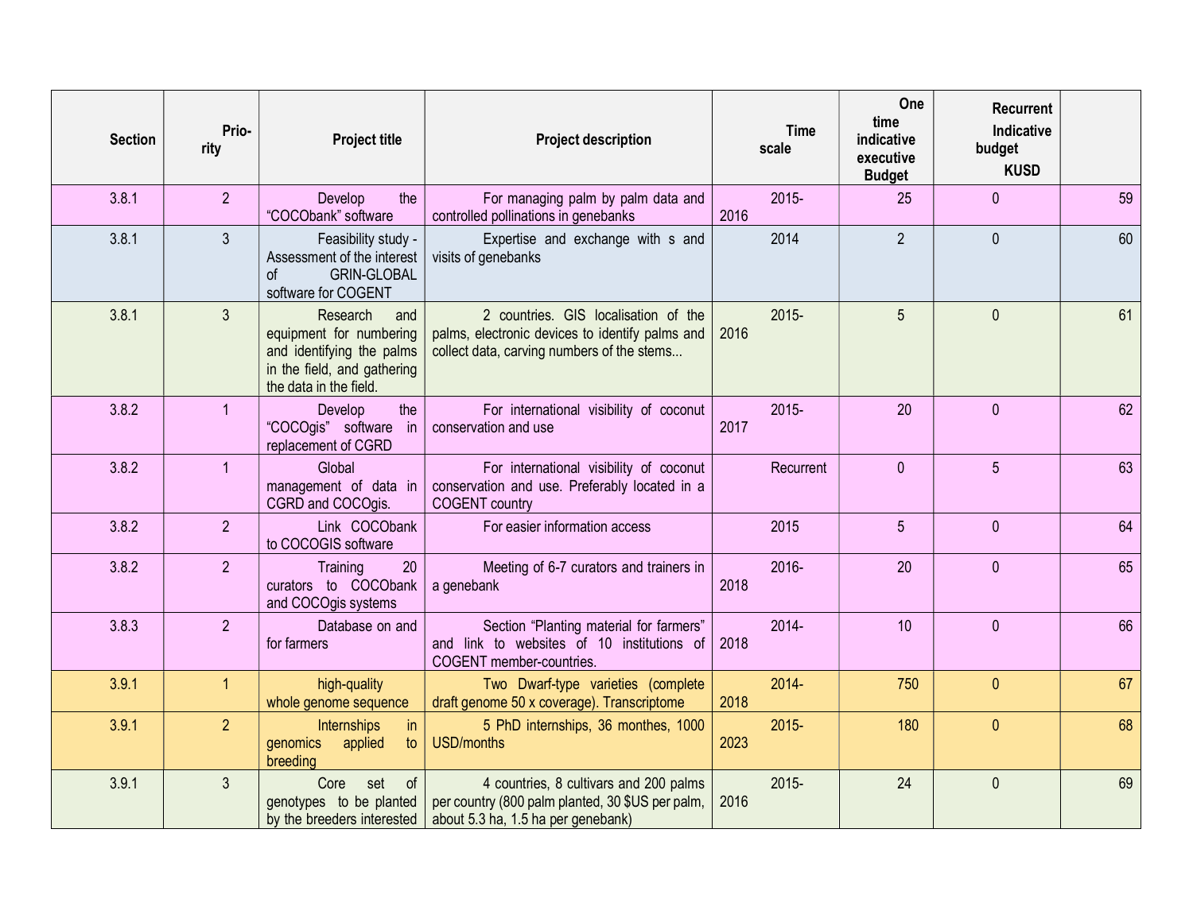| Section | Prio-rity | Project title | Project description | Time scale | One time indicative executive Budget | Recurrent Indicative budget KUSD | |
|---|---|---|---|---|---|---|---|
| 3.8.1 | 2 | Develop the “COCObank” software | For managing palm by palm data and controlled pollinations in genebanks | 2015-2016 | 25 | 0 | 59 |
| 3.8.1 | 3 | Feasibility study - Assessment of the interest of GRIN-GLOBAL software for COGENT | Expertise and exchange with s and visits of genebanks | 2014 | 2 | 0 | 60 |
| 3.8.1 | 3 | Research and equipment for numbering and identifying the palms in the field, and gathering the data in the field. | 2 countries. GIS localisation of the palms, electronic devices to identify palms and collect data, carving numbers of the stems... | 2015-2016 | 5 | 0 | 61 |
| 3.8.2 | 1 | Develop the “COCOgis” software in replacement of CGRD | For international visibility of coconut conservation and use | 2015-2017 | 20 | 0 | 62 |
| 3.8.2 | 1 | Global management of data in CGRD and COCOgis. | For international visibility of coconut conservation and use. Preferably located in a COGENT country | Recurrent | 0 | 5 | 63 |
| 3.8.2 | 2 | Link COCObank to COCOGIS software | For easier information access | 2015 | 5 | 0 | 64 |
| 3.8.2 | 2 | Training 20 curators to COCObank and COCOgis systems | Meeting of 6-7 curators and trainers in a genebank | 2016-2018 | 20 | 0 | 65 |
| 3.8.3 | 2 | Database on and for farmers | Section “Planting material for farmers” and link to websites of 10 institutions of COGENT member-countries. | 2014-2018 | 10 | 0 | 66 |
| 3.9.1 | 1 | high-quality whole genome sequence | Two Dwarf-type varieties (complete draft genome 50 x coverage). Transcriptome | 2014-2018 | 750 | 0 | 67 |
| 3.9.1 | 2 | Internships in genomics applied to breeding | 5 PhD internships, 36 monthes, 1000 USD/months | 2015-2023 | 180 | 0 | 68 |
| 3.9.1 | 3 | Core set of genotypes to be planted by the breeders interested | 4 countries, 8 cultivars and 200 palms per country (800 palm planted, 30 $US per palm, about 5.3 ha, 1.5 ha per genebank) | 2015-2016 | 24 | 0 | 69 |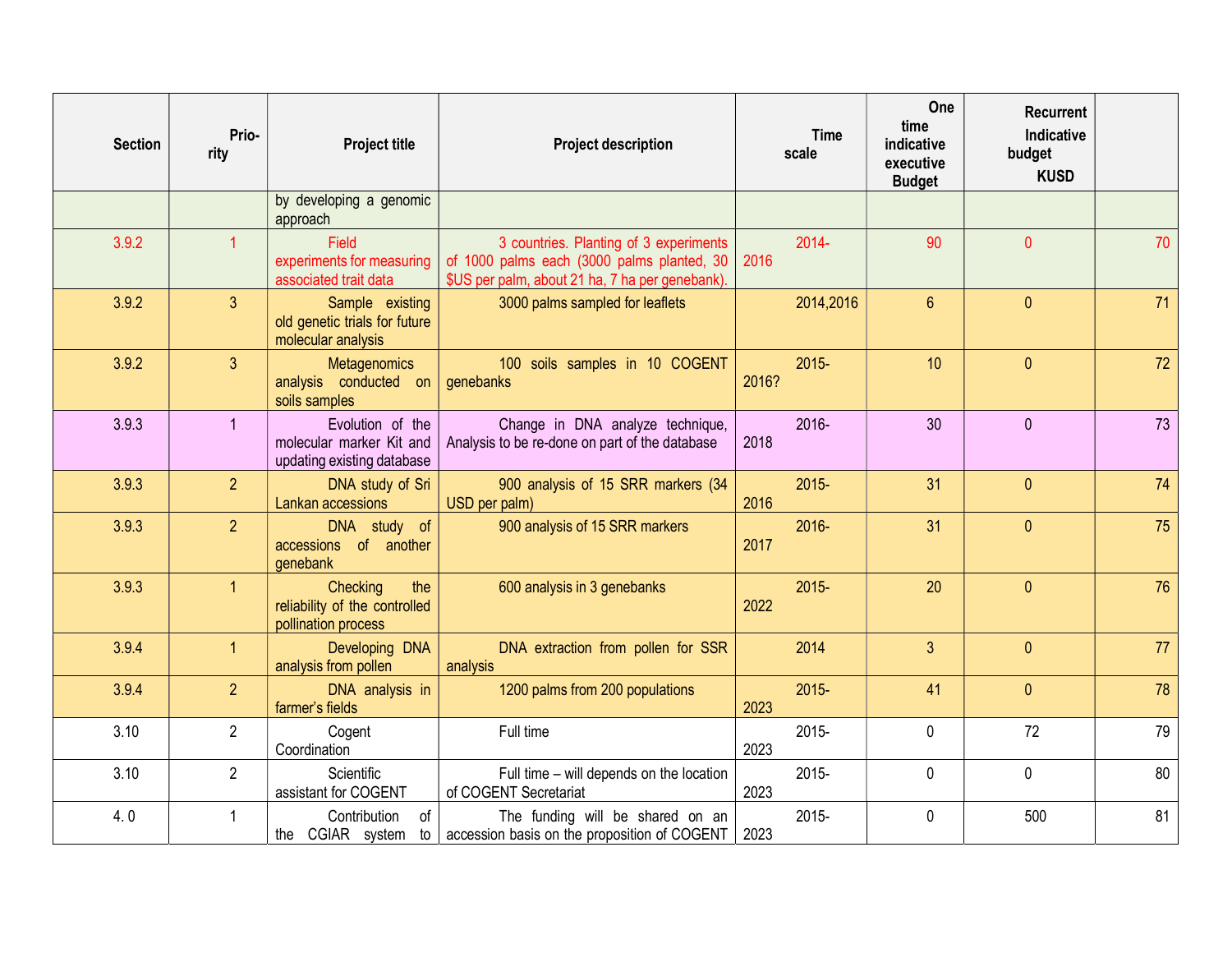| Section | Prio-rity | Project title | Project description | Time scale | One time indicative executive Budget | Recurrent Indicative budget KUSD | |
|---|---|---|---|---|---|---|---|
| | | by developing a genomic approach | | | | | |
| 3.9.2 | 1 | Field experiments for measuring associated trait data | 3 countries. Planting of 3 experiments of 1000 palms each (3000 palms planted, 30 $US per palm, about 21 ha, 7 ha per genebank). | 2014-2016 | 90 | 0 | 70 |
| 3.9.2 | 3 | Sample existing old genetic trials for future molecular analysis | 3000 palms sampled for leaflets | 2014,2016 | 6 | 0 | 71 |
| 3.9.2 | 3 | Metagenomics analysis conducted on soils samples | 100 soils samples in 10 COGENT genebanks | 2015-2016? | 10 | 0 | 72 |
| 3.9.3 | 1 | Evolution of the molecular marker Kit and updating existing database | Change in DNA analyze technique, Analysis to be re-done on part of the database | 2016-2018 | 30 | 0 | 73 |
| 3.9.3 | 2 | DNA study of Sri Lankan accessions | 900 analysis of 15 SRR markers (34 USD per palm) | 2015-2016 | 31 | 0 | 74 |
| 3.9.3 | 2 | DNA study of accessions of another genebank | 900 analysis of 15 SRR markers | 2016-2017 | 31 | 0 | 75 |
| 3.9.3 | 1 | Checking the reliability of the controlled pollination process | 600 analysis in 3 genebanks | 2015-2022 | 20 | 0 | 76 |
| 3.9.4 | 1 | Developing DNA analysis from pollen | DNA extraction from pollen for SSR analysis | 2014 | 3 | 0 | 77 |
| 3.9.4 | 2 | DNA analysis in farmer's fields | 1200 palms from 200 populations | 2015-2023 | 41 | 0 | 78 |
| 3.10 | 2 | Cogent Coordination | Full time | 2015-2023 | 0 | 72 | 79 |
| 3.10 | 2 | Scientific assistant for COGENT | Full time – will depends on the location of COGENT Secretariat | 2015-2023 | 0 | 0 | 80 |
| 4. 0 | 1 | Contribution of the CGIAR system to | The funding will be shared on an accession basis on the proposition of COGENT | 2015-2023 | 0 | 500 | 81 |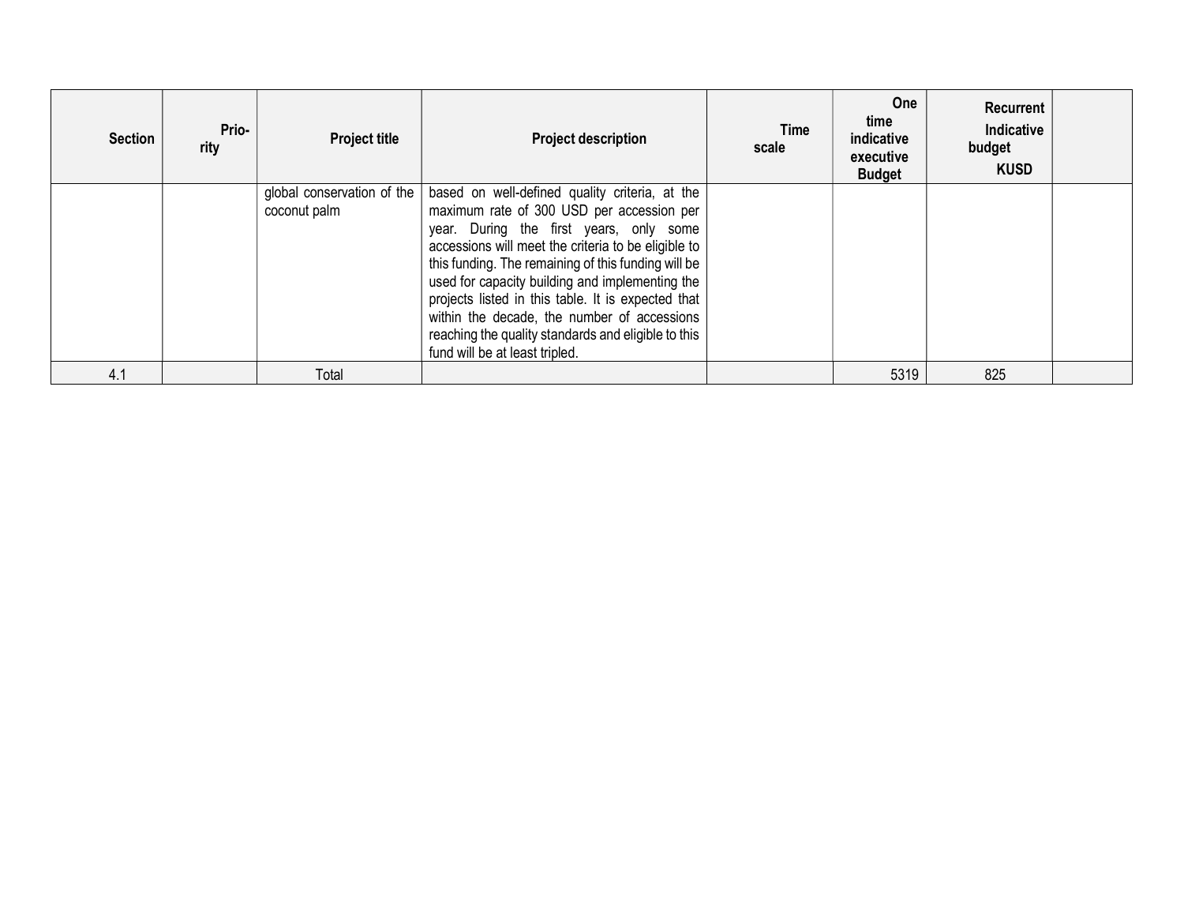| Section | Prio-rity | Project title | Project description | Time scale | One time indicative executive Budget | Recurrent Indicative budget KUSD | |
|---|---|---|---|---|---|---|---|
| | | global conservation of the coconut palm | based on well-defined quality criteria, at the maximum rate of 300 USD per accession per year. During the first years, only some accessions will meet the criteria to be eligible to this funding. The remaining of this funding will be used for capacity building and implementing the projects listed in this table. It is expected that within the decade, the number of accessions reaching the quality standards and eligible to this fund will be at least tripled. | | | | |
| 4.1 | | Total | | | 5319 | 825 | |